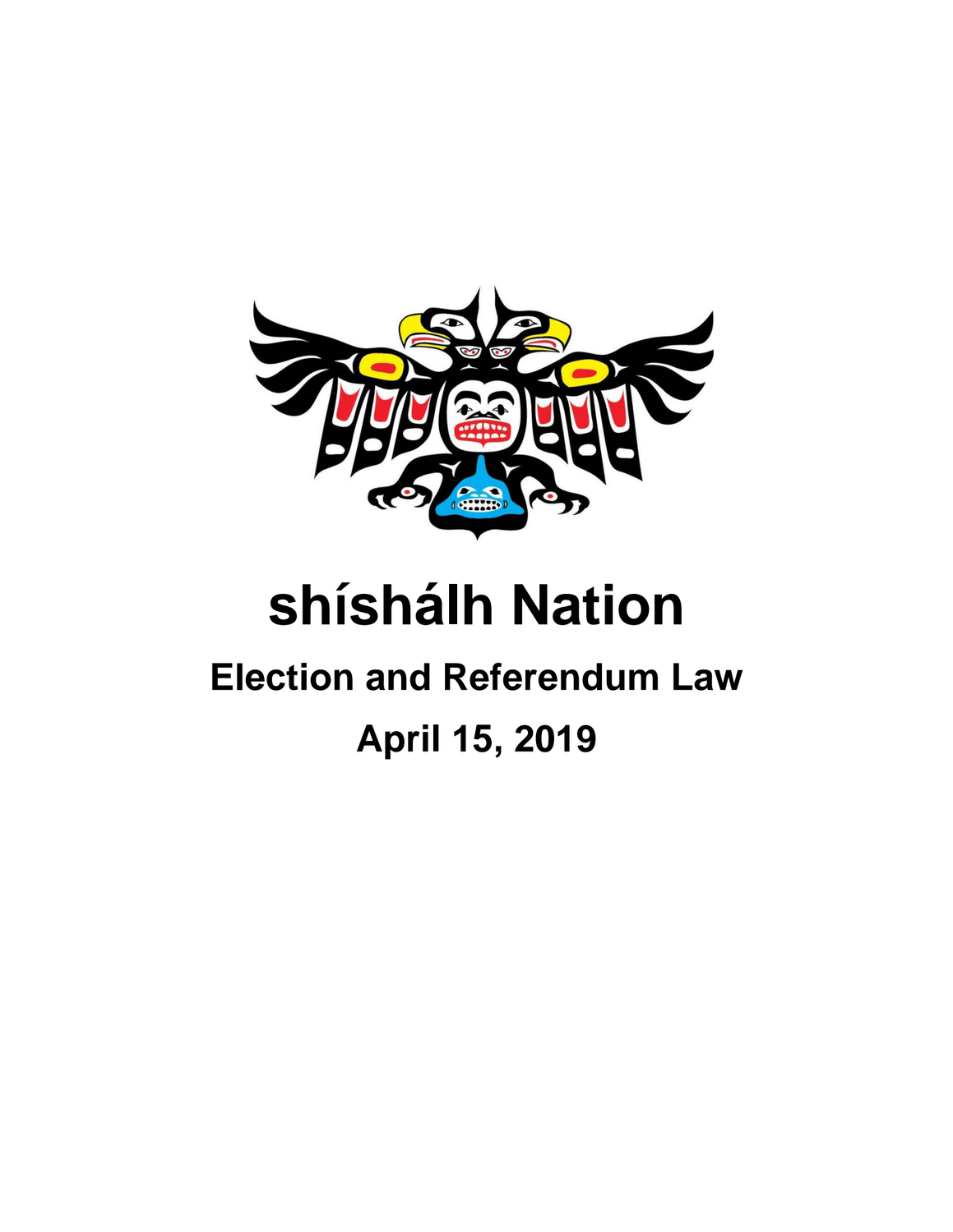# shíshálh Nation

## Election and Referendum Law

## April 15, 2019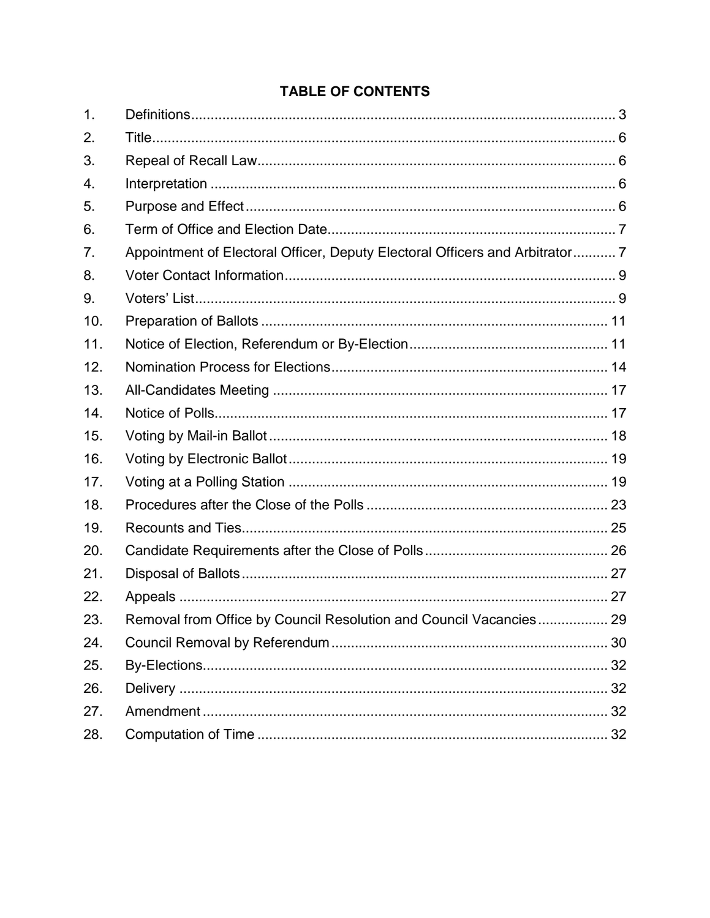# TABLE OF CONTENTS

| | | |
|---|---|---|
| 1. | Definitions | 3 |
| 2. | Title | 6 |
| 3. | Repeal of Recall Law | 6 |
| 4. | Interpretation | 6 |
| 5. | Purpose and Effect | 6 |
| 6. | Term of Office and Election Date | 7 |
| 7. | Appointment of Electoral Officer, Deputy Electoral Officers and Arbitrator | 7 |
| 8. | Voter Contact Information | 9 |
| 9. | Voters' List | 9 |
| 10. | Preparation of Ballots | 11 |
| 11. | Notice of Election, Referendum or By-Election | 11 |
| 12. | Nomination Process for Elections | 14 |
| 13. | All-Candidates Meeting | 17 |
| 14. | Notice of Polls | 17 |
| 15. | Voting by Mail-in Ballot | 18 |
| 16. | Voting by Electronic Ballot | 19 |
| 17. | Voting at a Polling Station | 19 |
| 18. | Procedures after the Close of the Polls | 23 |
| 19. | Recounts and Ties | 25 |
| 20. | Candidate Requirements after the Close of Polls | 26 |
| 21. | Disposal of Ballots | 27 |
| 22. | Appeals | 27 |
| 23. | Removal from Office by Council Resolution and Council Vacancies | 29 |
| 24. | Council Removal by Referendum | 30 |
| 25. | By-Elections | 32 |
| 26. | Delivery | 32 |
| 27. | Amendment | 32 |
| 28. | Computation of Time | 32 |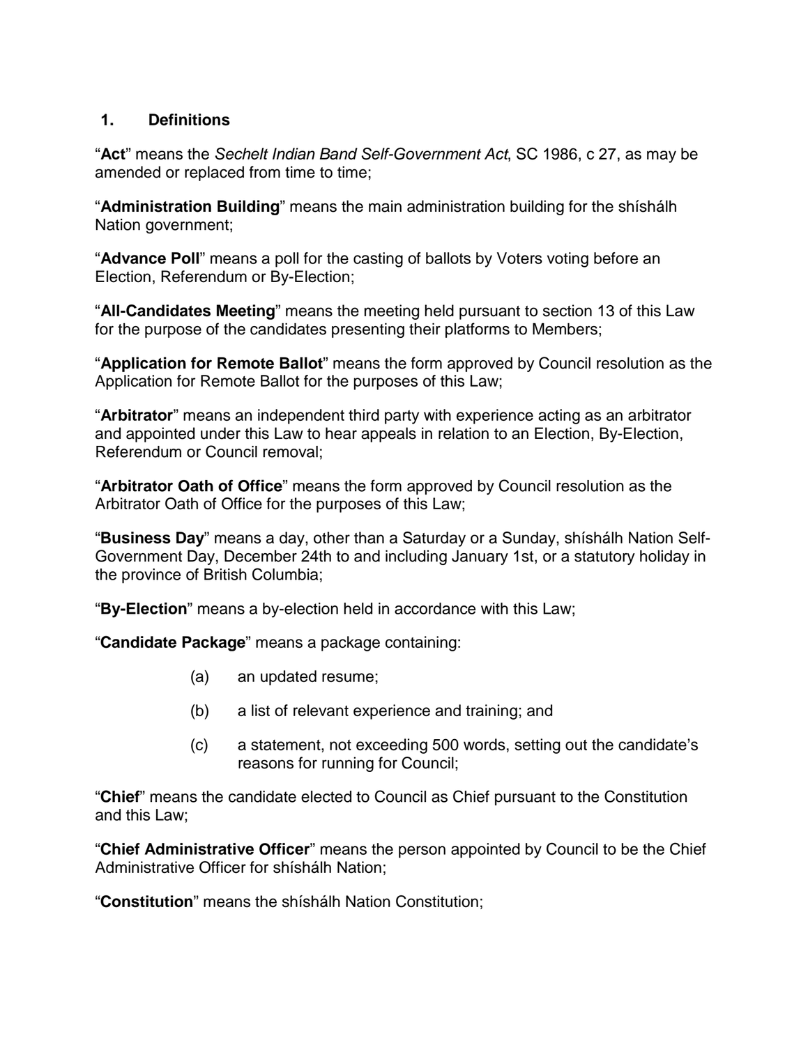## 1. Definitions

"**Act**" means the *Sechelt Indian Band Self-Government Act*, SC 1986, c 27, as may be amended or replaced from time to time;

"**Administration Building**" means the main administration building for the shíshálh Nation government;

"**Advance Poll**" means a poll for the casting of ballots by Voters voting before an Election, Referendum or By-Election;

"**All-Candidates Meeting**" means the meeting held pursuant to section 13 of this Law for the purpose of the candidates presenting their platforms to Members;

"**Application for Remote Ballot**" means the form approved by Council resolution as the Application for Remote Ballot for the purposes of this Law;

"**Arbitrator**" means an independent third party with experience acting as an arbitrator and appointed under this Law to hear appeals in relation to an Election, By-Election, Referendum or Council removal;

"**Arbitrator Oath of Office**" means the form approved by Council resolution as the Arbitrator Oath of Office for the purposes of this Law;

"**Business Day**" means a day, other than a Saturday or a Sunday, shíshálh Nation Self-Government Day, December 24th to and including January 1st, or a statutory holiday in the province of British Columbia;

"**By-Election**" means a by-election held in accordance with this Law;

"**Candidate Package**" means a package containing:

(a) an updated resume;

(b) a list of relevant experience and training; and

(c) a statement, not exceeding 500 words, setting out the candidate's reasons for running for Council;

"**Chief**" means the candidate elected to Council as Chief pursuant to the Constitution and this Law;

"**Chief Administrative Officer**" means the person appointed by Council to be the Chief Administrative Officer for shíshálh Nation;

"**Constitution**" means the shíshálh Nation Constitution;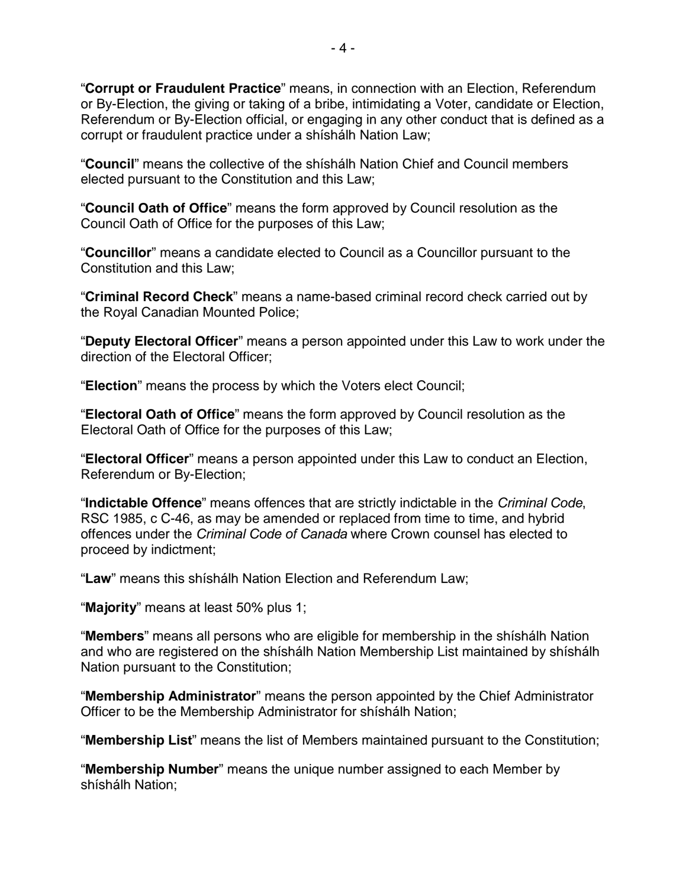"**Corrupt or Fraudulent Practice**" means, in connection with an Election, Referendum or By-Election, the giving or taking of a bribe, intimidating a Voter, candidate or Election, Referendum or By-Election official, or engaging in any other conduct that is defined as a corrupt or fraudulent practice under a shíshálh Nation Law;

"**Council**" means the collective of the shíshálh Nation Chief and Council members elected pursuant to the Constitution and this Law;

"**Council Oath of Office**" means the form approved by Council resolution as the Council Oath of Office for the purposes of this Law;

"**Councillor**" means a candidate elected to Council as a Councillor pursuant to the Constitution and this Law;

"**Criminal Record Check**" means a name-based criminal record check carried out by the Royal Canadian Mounted Police;

"**Deputy Electoral Officer**" means a person appointed under this Law to work under the direction of the Electoral Officer;

"**Election**" means the process by which the Voters elect Council;

"**Electoral Oath of Office**" means the form approved by Council resolution as the Electoral Oath of Office for the purposes of this Law;

"**Electoral Officer**" means a person appointed under this Law to conduct an Election, Referendum or By-Election;

"**Indictable Offence**" means offences that are strictly indictable in the *Criminal Code*, RSC 1985, c C-46, as may be amended or replaced from time to time, and hybrid offences under the *Criminal Code of Canada* where Crown counsel has elected to proceed by indictment;

"**Law**" means this shíshálh Nation Election and Referendum Law;

"**Majority**" means at least 50% plus 1;

"**Members**" means all persons who are eligible for membership in the shíshálh Nation and who are registered on the shíshálh Nation Membership List maintained by shíshálh Nation pursuant to the Constitution;

"**Membership Administrator**" means the person appointed by the Chief Administrator Officer to be the Membership Administrator for shíshálh Nation;

"**Membership List**" means the list of Members maintained pursuant to the Constitution;

"**Membership Number**" means the unique number assigned to each Member by shíshálh Nation;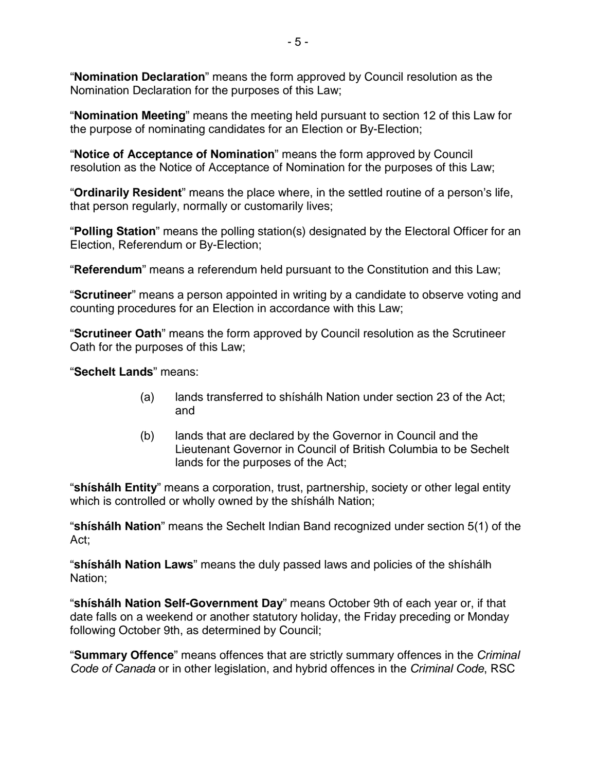“**Nomination Declaration**” means the form approved by Council resolution as the Nomination Declaration for the purposes of this Law;

“**Nomination Meeting**” means the meeting held pursuant to section 12 of this Law for the purpose of nominating candidates for an Election or By-Election;

“**Notice of Acceptance of Nomination**” means the form approved by Council resolution as the Notice of Acceptance of Nomination for the purposes of this Law;

“**Ordinarily Resident**” means the place where, in the settled routine of a person’s life, that person regularly, normally or customarily lives;

“**Polling Station**” means the polling station(s) designated by the Electoral Officer for an Election, Referendum or By-Election;

“**Referendum**” means a referendum held pursuant to the Constitution and this Law;

“**Scrutineer**” means a person appointed in writing by a candidate to observe voting and counting procedures for an Election in accordance with this Law;

“**Scrutineer Oath**” means the form approved by Council resolution as the Scrutineer Oath for the purposes of this Law;

“**Sechelt Lands**” means:

(a) lands transferred to shíshálh Nation under section 23 of the Act; and

(b) lands that are declared by the Governor in Council and the Lieutenant Governor in Council of British Columbia to be Sechelt lands for the purposes of the Act;

“**shíshálh Entity**” means a corporation, trust, partnership, society or other legal entity which is controlled or wholly owned by the shíshálh Nation;

“**shíshálh Nation**” means the Sechelt Indian Band recognized under section 5(1) of the Act;

“**shíshálh Nation Laws**” means the duly passed laws and policies of the shíshálh Nation;

“**shíshálh Nation Self-Government Day**” means October 9th of each year or, if that date falls on a weekend or another statutory holiday, the Friday preceding or Monday following October 9th, as determined by Council;

“**Summary Offence**” means offences that are strictly summary offences in the *Criminal Code of Canada* or in other legislation, and hybrid offences in the *Criminal Code*, RSC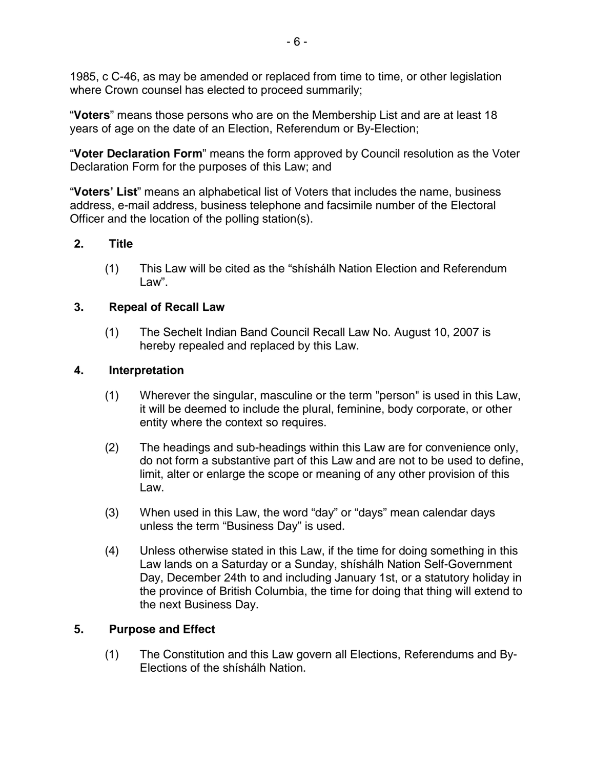1985, c C-46, as may be amended or replaced from time to time, or other legislation where Crown counsel has elected to proceed summarily;

"**Voters**" means those persons who are on the Membership List and are at least 18 years of age on the date of an Election, Referendum or By-Election;

"**Voter Declaration Form**" means the form approved by Council resolution as the Voter Declaration Form for the purposes of this Law; and

"**Voters' List**" means an alphabetical list of Voters that includes the name, business address, e-mail address, business telephone and facsimile number of the Electoral Officer and the location of the polling station(s).

## 2. Title

(1) This Law will be cited as the "shíshálh Nation Election and Referendum Law".

## 3. Repeal of Recall Law

(1) The Sechelt Indian Band Council Recall Law No. August 10, 2007 is hereby repealed and replaced by this Law.

## 4. Interpretation

(1) Wherever the singular, masculine or the term "person" is used in this Law, it will be deemed to include the plural, feminine, body corporate, or other entity where the context so requires.

(2) The headings and sub-headings within this Law are for convenience only, do not form a substantive part of this Law and are not to be used to define, limit, alter or enlarge the scope or meaning of any other provision of this Law.

(3) When used in this Law, the word "day" or "days" mean calendar days unless the term "Business Day" is used.

(4) Unless otherwise stated in this Law, if the time for doing something in this Law lands on a Saturday or a Sunday, shíshálh Nation Self-Government Day, December 24th to and including January 1st, or a statutory holiday in the province of British Columbia, the time for doing that thing will extend to the next Business Day.

## 5. Purpose and Effect

(1) The Constitution and this Law govern all Elections, Referendums and By-Elections of the shíshálh Nation.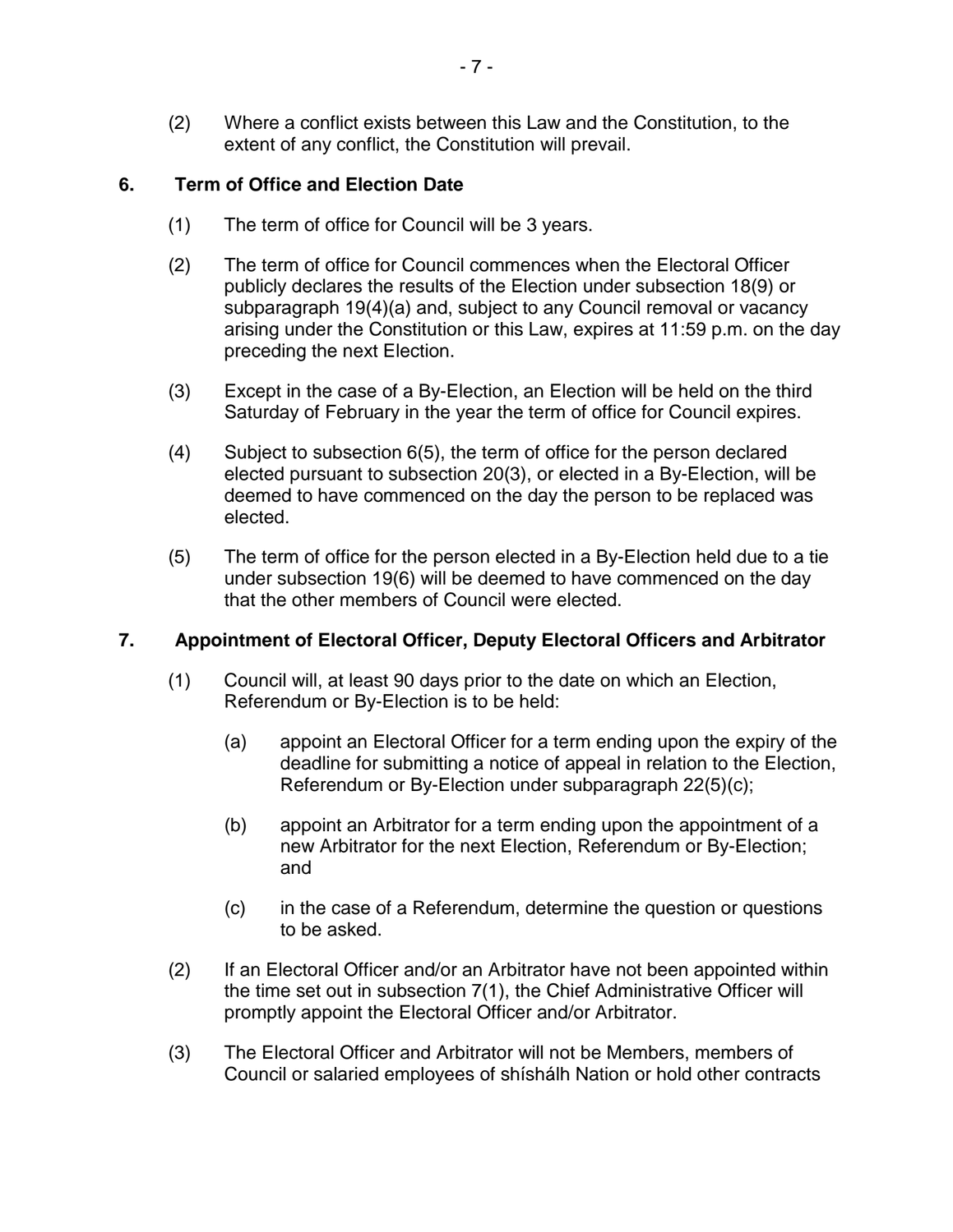(2) Where a conflict exists between this Law and the Constitution, to the extent of any conflict, the Constitution will prevail.

## 6. Term of Office and Election Date

(1) The term of office for Council will be 3 years.

(2) The term of office for Council commences when the Electoral Officer publicly declares the results of the Election under subsection 18(9) or subparagraph 19(4)(a) and, subject to any Council removal or vacancy arising under the Constitution or this Law, expires at 11:59 p.m. on the day preceding the next Election.

(3) Except in the case of a By-Election, an Election will be held on the third Saturday of February in the year the term of office for Council expires.

(4) Subject to subsection 6(5), the term of office for the person declared elected pursuant to subsection 20(3), or elected in a By-Election, will be deemed to have commenced on the day the person to be replaced was elected.

(5) The term of office for the person elected in a By-Election held due to a tie under subsection 19(6) will be deemed to have commenced on the day that the other members of Council were elected.

## 7. Appointment of Electoral Officer, Deputy Electoral Officers and Arbitrator

(1) Council will, at least 90 days prior to the date on which an Election, Referendum or By-Election is to be held:

  (a) appoint an Electoral Officer for a term ending upon the expiry of the deadline for submitting a notice of appeal in relation to the Election, Referendum or By-Election under subparagraph 22(5)(c);

  (b) appoint an Arbitrator for a term ending upon the appointment of a new Arbitrator for the next Election, Referendum or By-Election; and

  (c) in the case of a Referendum, determine the question or questions to be asked.

(2) If an Electoral Officer and/or an Arbitrator have not been appointed within the time set out in subsection 7(1), the Chief Administrative Officer will promptly appoint the Electoral Officer and/or Arbitrator.

(3) The Electoral Officer and Arbitrator will not be Members, members of Council or salaried employees of shíshálh Nation or hold other contracts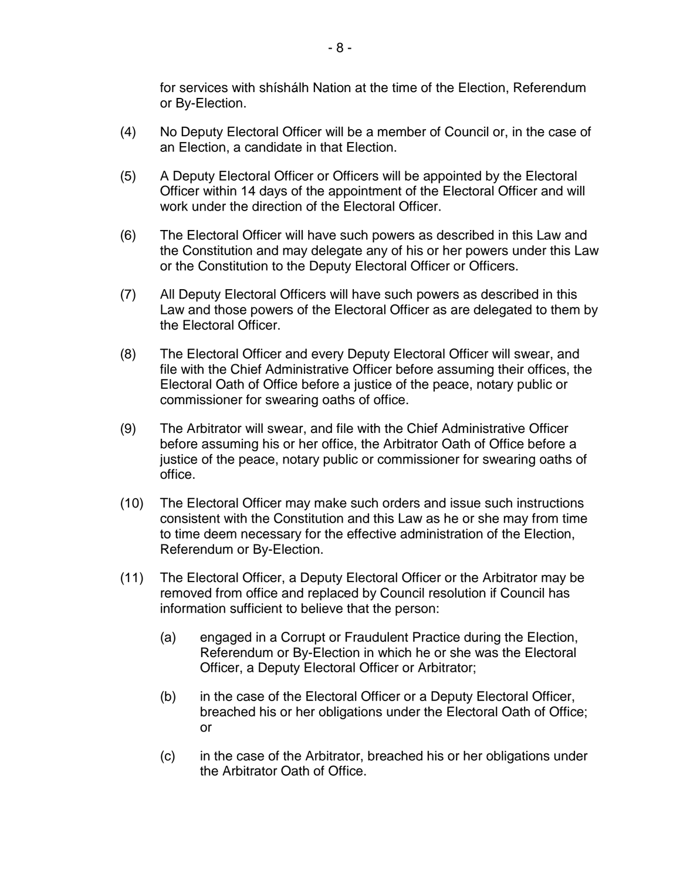for services with shíshálh Nation at the time of the Election, Referendum or By-Election.

(4) No Deputy Electoral Officer will be a member of Council or, in the case of an Election, a candidate in that Election.

(5) A Deputy Electoral Officer or Officers will be appointed by the Electoral Officer within 14 days of the appointment of the Electoral Officer and will work under the direction of the Electoral Officer.

(6) The Electoral Officer will have such powers as described in this Law and the Constitution and may delegate any of his or her powers under this Law or the Constitution to the Deputy Electoral Officer or Officers.

(7) All Deputy Electoral Officers will have such powers as described in this Law and those powers of the Electoral Officer as are delegated to them by the Electoral Officer.

(8) The Electoral Officer and every Deputy Electoral Officer will swear, and file with the Chief Administrative Officer before assuming their offices, the Electoral Oath of Office before a justice of the peace, notary public or commissioner for swearing oaths of office.

(9) The Arbitrator will swear, and file with the Chief Administrative Officer before assuming his or her office, the Arbitrator Oath of Office before a justice of the peace, notary public or commissioner for swearing oaths of office.

(10) The Electoral Officer may make such orders and issue such instructions consistent with the Constitution and this Law as he or she may from time to time deem necessary for the effective administration of the Election, Referendum or By-Election.

(11) The Electoral Officer, a Deputy Electoral Officer or the Arbitrator may be removed from office and replaced by Council resolution if Council has information sufficient to believe that the person:

  (a) engaged in a Corrupt or Fraudulent Practice during the Election, Referendum or By-Election in which he or she was the Electoral Officer, a Deputy Electoral Officer or Arbitrator;

  (b) in the case of the Electoral Officer or a Deputy Electoral Officer, breached his or her obligations under the Electoral Oath of Office; or

  (c) in the case of the Arbitrator, breached his or her obligations under the Arbitrator Oath of Office.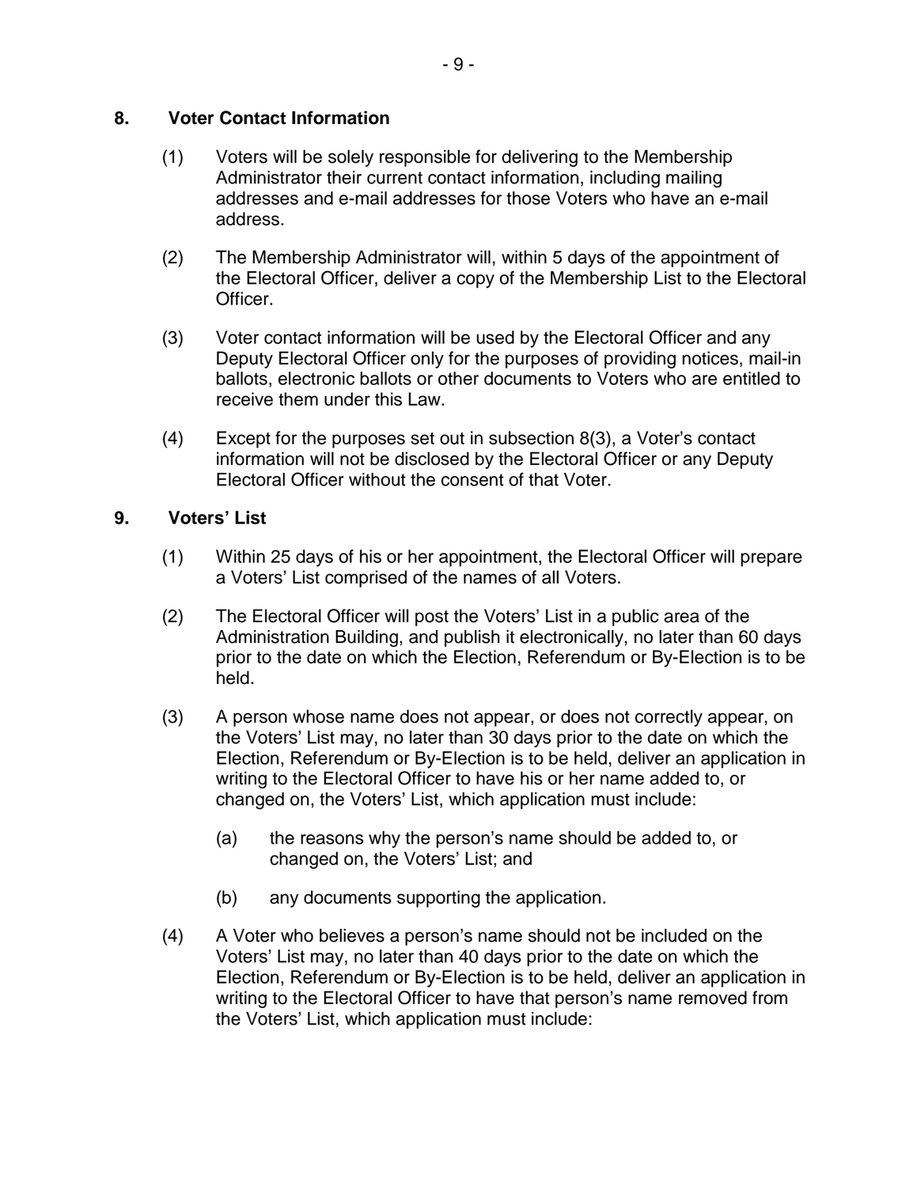## 8. Voter Contact Information

(1) Voters will be solely responsible for delivering to the Membership Administrator their current contact information, including mailing addresses and e-mail addresses for those Voters who have an e-mail address.

(2) The Membership Administrator will, within 5 days of the appointment of the Electoral Officer, deliver a copy of the Membership List to the Electoral Officer.

(3) Voter contact information will be used by the Electoral Officer and any Deputy Electoral Officer only for the purposes of providing notices, mail-in ballots, electronic ballots or other documents to Voters who are entitled to receive them under this Law.

(4) Except for the purposes set out in subsection 8(3), a Voter's contact information will not be disclosed by the Electoral Officer or any Deputy Electoral Officer without the consent of that Voter.

## 9. Voters' List

(1) Within 25 days of his or her appointment, the Electoral Officer will prepare a Voters' List comprised of the names of all Voters.

(2) The Electoral Officer will post the Voters' List in a public area of the Administration Building, and publish it electronically, no later than 60 days prior to the date on which the Election, Referendum or By-Election is to be held.

(3) A person whose name does not appear, or does not correctly appear, on the Voters' List may, no later than 30 days prior to the date on which the Election, Referendum or By-Election is to be held, deliver an application in writing to the Electoral Officer to have his or her name added to, or changed on, the Voters' List, which application must include:

  (a) the reasons why the person's name should be added to, or changed on, the Voters' List; and

  (b) any documents supporting the application.

(4) A Voter who believes a person's name should not be included on the Voters' List may, no later than 40 days prior to the date on which the Election, Referendum or By-Election is to be held, deliver an application in writing to the Electoral Officer to have that person's name removed from the Voters' List, which application must include: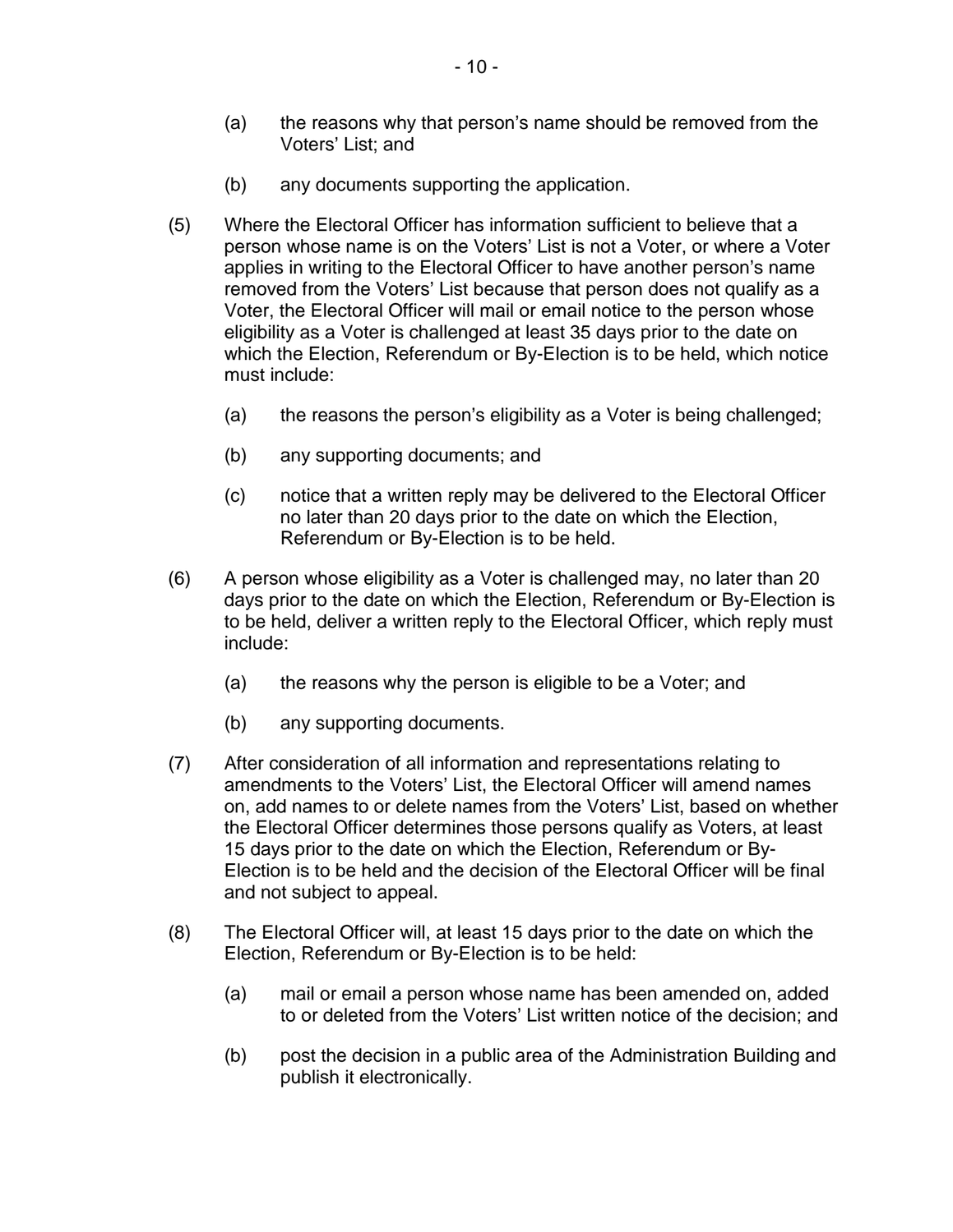(a) the reasons why that person's name should be removed from the Voters' List; and

(b) any documents supporting the application.

(5) Where the Electoral Officer has information sufficient to believe that a person whose name is on the Voters' List is not a Voter, or where a Voter applies in writing to the Electoral Officer to have another person's name removed from the Voters' List because that person does not qualify as a Voter, the Electoral Officer will mail or email notice to the person whose eligibility as a Voter is challenged at least 35 days prior to the date on which the Election, Referendum or By-Election is to be held, which notice must include:

(a) the reasons the person's eligibility as a Voter is being challenged;

(b) any supporting documents; and

(c) notice that a written reply may be delivered to the Electoral Officer no later than 20 days prior to the date on which the Election, Referendum or By-Election is to be held.

(6) A person whose eligibility as a Voter is challenged may, no later than 20 days prior to the date on which the Election, Referendum or By-Election is to be held, deliver a written reply to the Electoral Officer, which reply must include:

(a) the reasons why the person is eligible to be a Voter; and

(b) any supporting documents.

(7) After consideration of all information and representations relating to amendments to the Voters' List, the Electoral Officer will amend names on, add names to or delete names from the Voters' List, based on whether the Electoral Officer determines those persons qualify as Voters, at least 15 days prior to the date on which the Election, Referendum or By-Election is to be held and the decision of the Electoral Officer will be final and not subject to appeal.

(8) The Electoral Officer will, at least 15 days prior to the date on which the Election, Referendum or By-Election is to be held:

(a) mail or email a person whose name has been amended on, added to or deleted from the Voters' List written notice of the decision; and

(b) post the decision in a public area of the Administration Building and publish it electronically.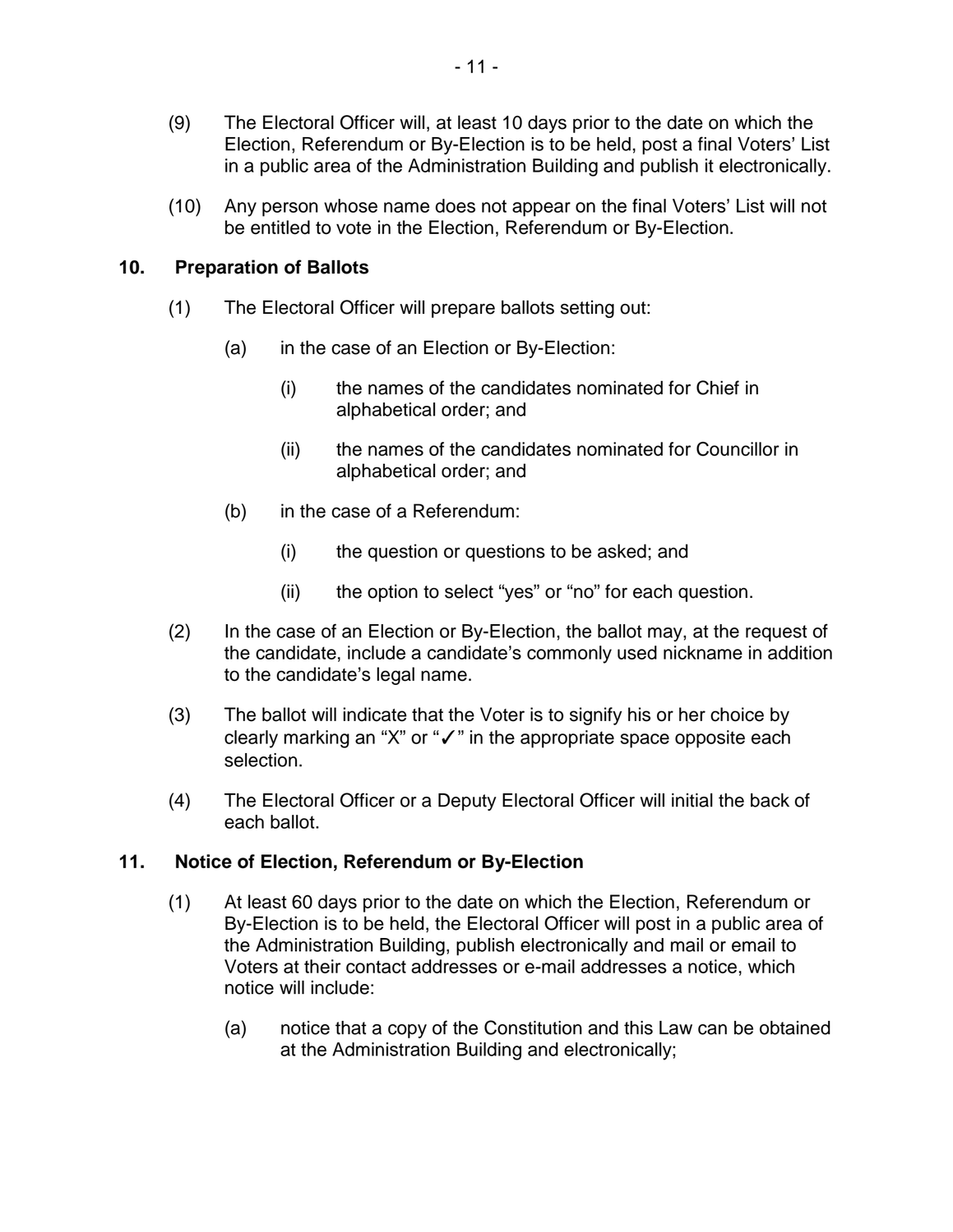(9) The Electoral Officer will, at least 10 days prior to the date on which the Election, Referendum or By-Election is to be held, post a final Voters' List in a public area of the Administration Building and publish it electronically.

(10) Any person whose name does not appear on the final Voters' List will not be entitled to vote in the Election, Referendum or By-Election.

## 10. Preparation of Ballots

(1) The Electoral Officer will prepare ballots setting out:

- (a) in the case of an Election or By-Election:
  - (i) the names of the candidates nominated for Chief in alphabetical order; and
  - (ii) the names of the candidates nominated for Councillor in alphabetical order; and
- (b) in the case of a Referendum:
  - (i) the question or questions to be asked; and
  - (ii) the option to select "yes" or "no" for each question.

(2) In the case of an Election or By-Election, the ballot may, at the request of the candidate, include a candidate's commonly used nickname in addition to the candidate's legal name.

(3) The ballot will indicate that the Voter is to signify his or her choice by clearly marking an "X" or "✓" in the appropriate space opposite each selection.

(4) The Electoral Officer or a Deputy Electoral Officer will initial the back of each ballot.

## 11. Notice of Election, Referendum or By-Election

(1) At least 60 days prior to the date on which the Election, Referendum or By-Election is to be held, the Electoral Officer will post in a public area of the Administration Building, publish electronically and mail or email to Voters at their contact addresses or e-mail addresses a notice, which notice will include:

- (a) notice that a copy of the Constitution and this Law can be obtained at the Administration Building and electronically;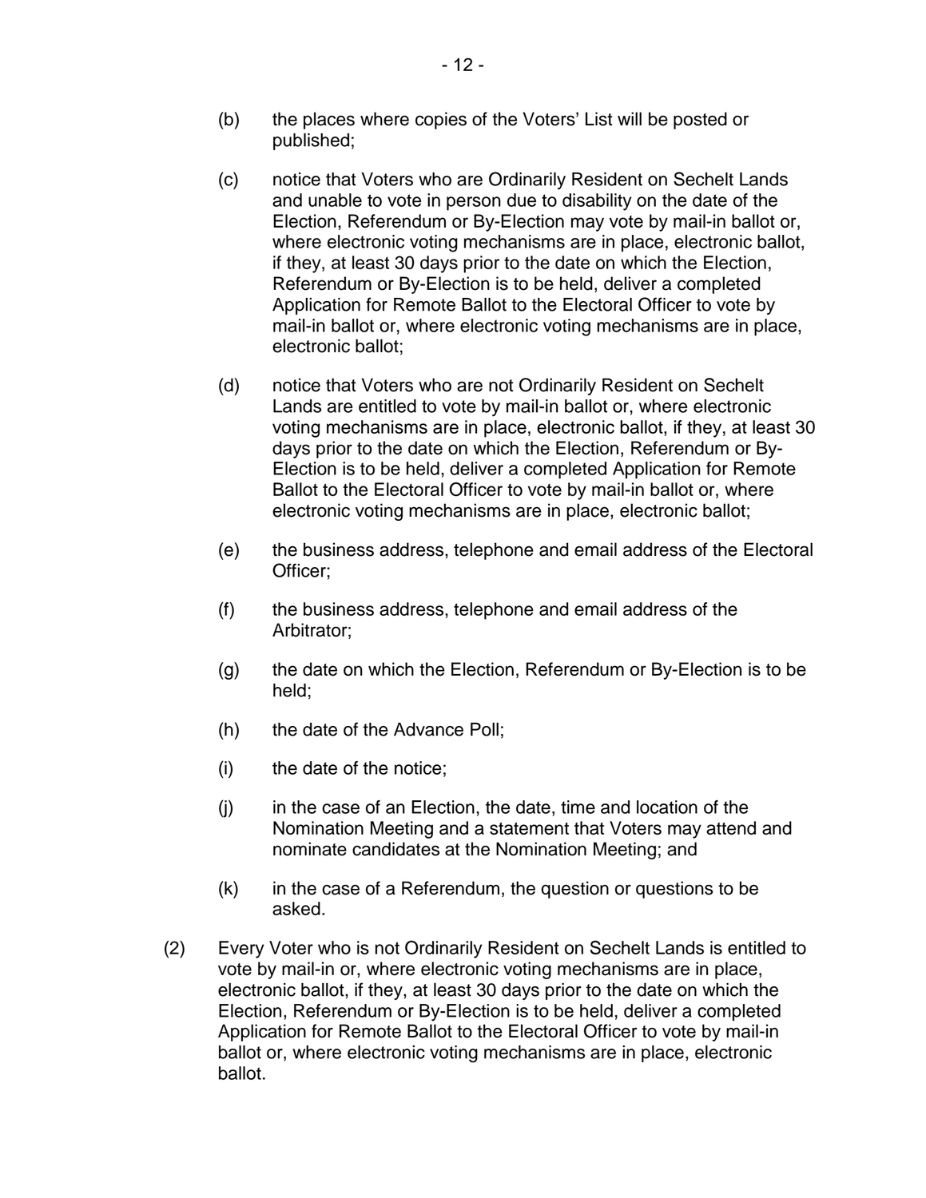(b) the places where copies of the Voters' List will be posted or published;

(c) notice that Voters who are Ordinarily Resident on Sechelt Lands and unable to vote in person due to disability on the date of the Election, Referendum or By-Election may vote by mail-in ballot or, where electronic voting mechanisms are in place, electronic ballot, if they, at least 30 days prior to the date on which the Election, Referendum or By-Election is to be held, deliver a completed Application for Remote Ballot to the Electoral Officer to vote by mail-in ballot or, where electronic voting mechanisms are in place, electronic ballot;

(d) notice that Voters who are not Ordinarily Resident on Sechelt Lands are entitled to vote by mail-in ballot or, where electronic voting mechanisms are in place, electronic ballot, if they, at least 30 days prior to the date on which the Election, Referendum or By-Election is to be held, deliver a completed Application for Remote Ballot to the Electoral Officer to vote by mail-in ballot or, where electronic voting mechanisms are in place, electronic ballot;

(e) the business address, telephone and email address of the Electoral Officer;

(f) the business address, telephone and email address of the Arbitrator;

(g) the date on which the Election, Referendum or By-Election is to be held;

(h) the date of the Advance Poll;

(i) the date of the notice;

(j) in the case of an Election, the date, time and location of the Nomination Meeting and a statement that Voters may attend and nominate candidates at the Nomination Meeting; and

(k) in the case of a Referendum, the question or questions to be asked.

(2) Every Voter who is not Ordinarily Resident on Sechelt Lands is entitled to vote by mail-in or, where electronic voting mechanisms are in place, electronic ballot, if they, at least 30 days prior to the date on which the Election, Referendum or By-Election is to be held, deliver a completed Application for Remote Ballot to the Electoral Officer to vote by mail-in ballot or, where electronic voting mechanisms are in place, electronic ballot.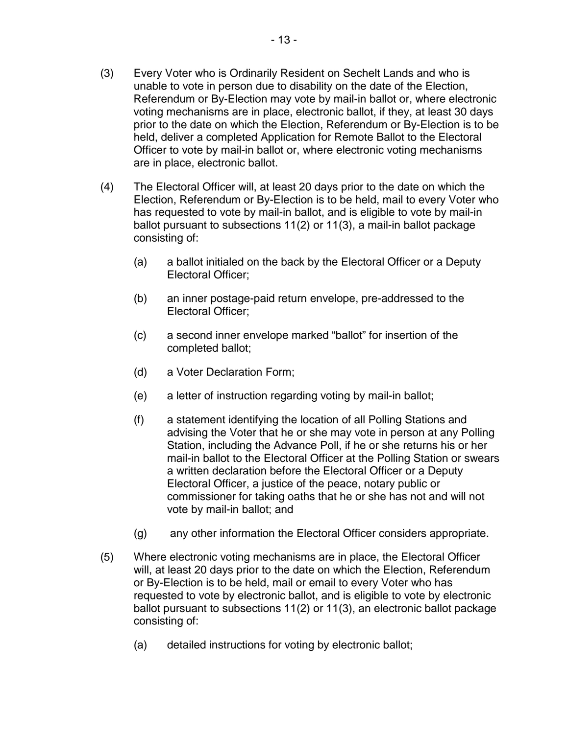(3) Every Voter who is Ordinarily Resident on Sechelt Lands and who is unable to vote in person due to disability on the date of the Election, Referendum or By-Election may vote by mail-in ballot or, where electronic voting mechanisms are in place, electronic ballot, if they, at least 30 days prior to the date on which the Election, Referendum or By-Election is to be held, deliver a completed Application for Remote Ballot to the Electoral Officer to vote by mail-in ballot or, where electronic voting mechanisms are in place, electronic ballot.

(4) The Electoral Officer will, at least 20 days prior to the date on which the Election, Referendum or By-Election is to be held, mail to every Voter who has requested to vote by mail-in ballot, and is eligible to vote by mail-in ballot pursuant to subsections 11(2) or 11(3), a mail-in ballot package consisting of:

- (a) a ballot initialed on the back by the Electoral Officer or a Deputy Electoral Officer;
- (b) an inner postage-paid return envelope, pre-addressed to the Electoral Officer;
- (c) a second inner envelope marked "ballot" for insertion of the completed ballot;
- (d) a Voter Declaration Form;
- (e) a letter of instruction regarding voting by mail-in ballot;
- (f) a statement identifying the location of all Polling Stations and advising the Voter that he or she may vote in person at any Polling Station, including the Advance Poll, if he or she returns his or her mail-in ballot to the Electoral Officer at the Polling Station or swears a written declaration before the Electoral Officer or a Deputy Electoral Officer, a justice of the peace, notary public or commissioner for taking oaths that he or she has not and will not vote by mail-in ballot; and
- (g) any other information the Electoral Officer considers appropriate.

(5) Where electronic voting mechanisms are in place, the Electoral Officer will, at least 20 days prior to the date on which the Election, Referendum or By-Election is to be held, mail or email to every Voter who has requested to vote by electronic ballot, and is eligible to vote by electronic ballot pursuant to subsections 11(2) or 11(3), an electronic ballot package consisting of:

- (a) detailed instructions for voting by electronic ballot;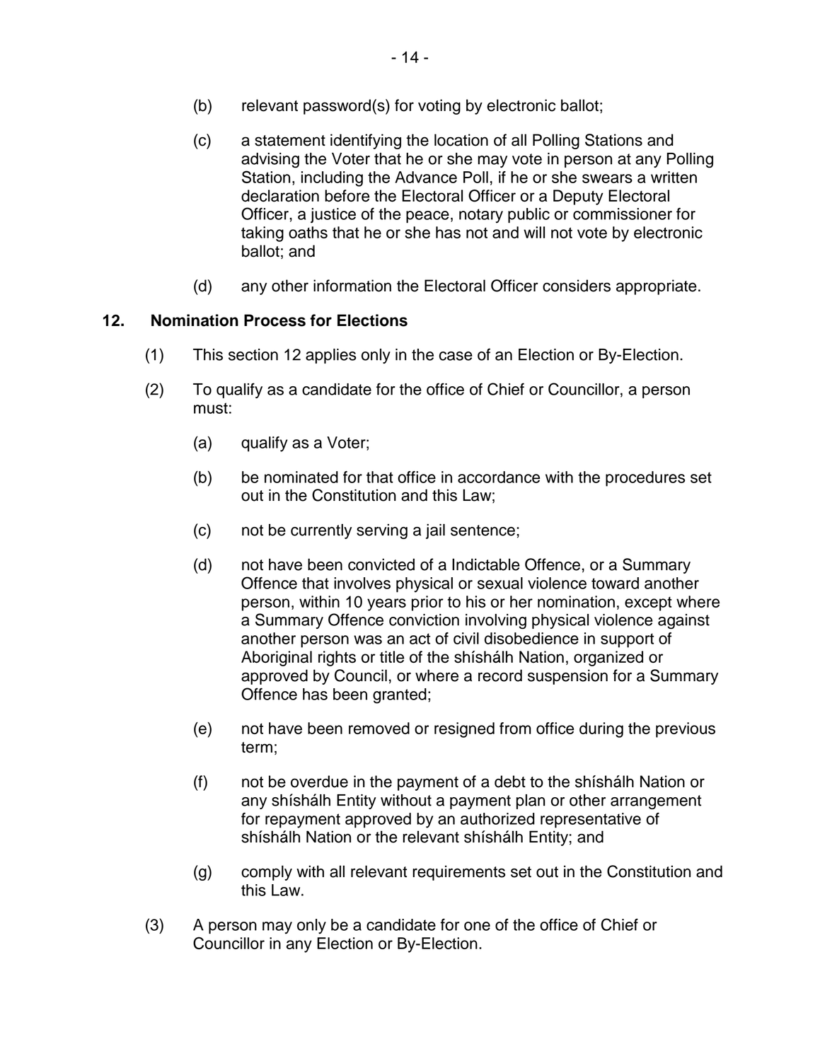(b) relevant password(s) for voting by electronic ballot;

(c) a statement identifying the location of all Polling Stations and advising the Voter that he or she may vote in person at any Polling Station, including the Advance Poll, if he or she swears a written declaration before the Electoral Officer or a Deputy Electoral Officer, a justice of the peace, notary public or commissioner for taking oaths that he or she has not and will not vote by electronic ballot; and

(d) any other information the Electoral Officer considers appropriate.

## 12. Nomination Process for Elections

(1) This section 12 applies only in the case of an Election or By-Election.

(2) To qualify as a candidate for the office of Chief or Councillor, a person must:

(a) qualify as a Voter;

(b) be nominated for that office in accordance with the procedures set out in the Constitution and this Law;

(c) not be currently serving a jail sentence;

(d) not have been convicted of a Indictable Offence, or a Summary Offence that involves physical or sexual violence toward another person, within 10 years prior to his or her nomination, except where a Summary Offence conviction involving physical violence against another person was an act of civil disobedience in support of Aboriginal rights or title of the shíshálh Nation, organized or approved by Council, or where a record suspension for a Summary Offence has been granted;

(e) not have been removed or resigned from office during the previous term;

(f) not be overdue in the payment of a debt to the shíshálh Nation or any shíshálh Entity without a payment plan or other arrangement for repayment approved by an authorized representative of shíshálh Nation or the relevant shíshálh Entity; and

(g) comply with all relevant requirements set out in the Constitution and this Law.

(3) A person may only be a candidate for one of the office of Chief or Councillor in any Election or By-Election.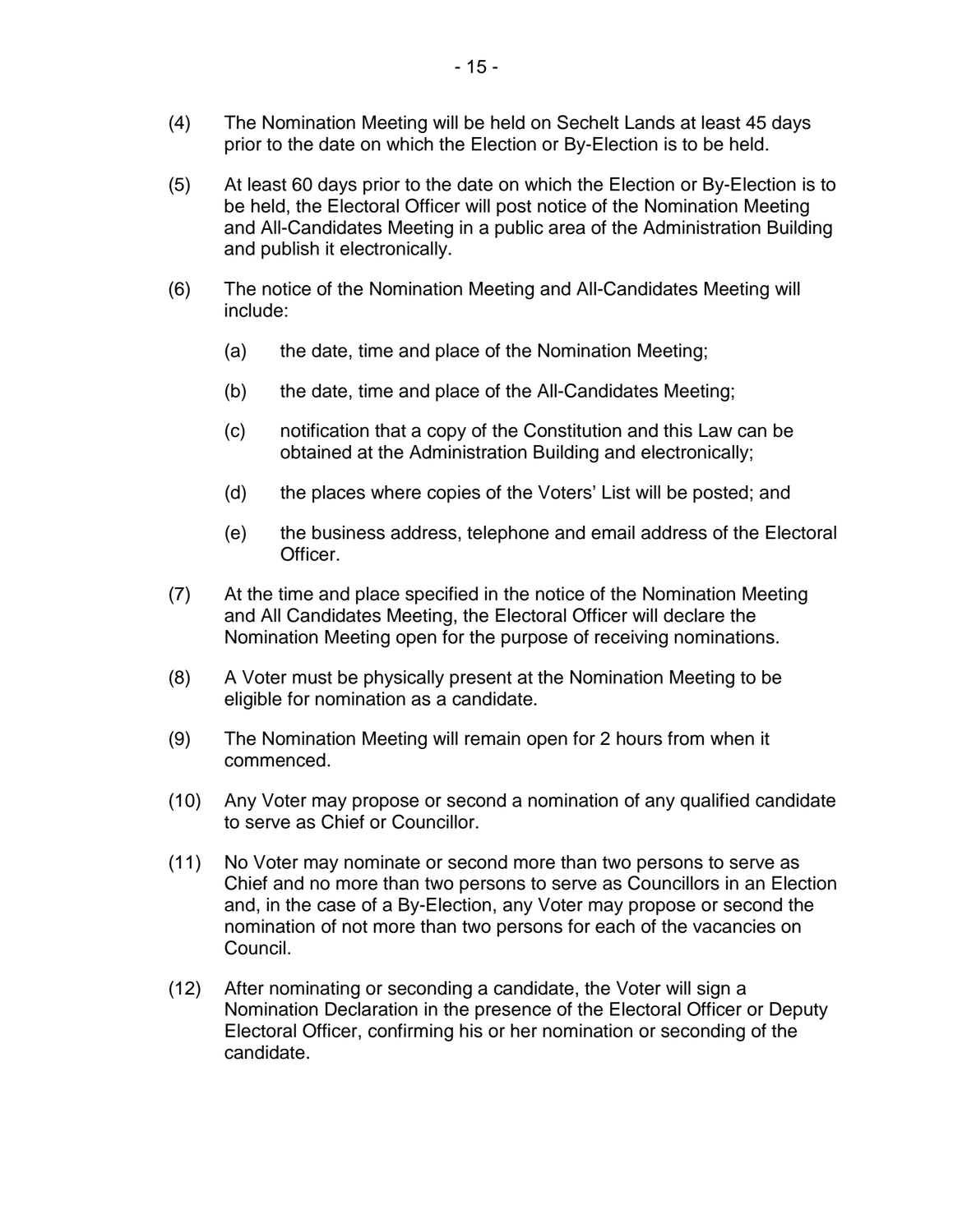(4) The Nomination Meeting will be held on Sechelt Lands at least 45 days prior to the date on which the Election or By-Election is to be held.

(5) At least 60 days prior to the date on which the Election or By-Election is to be held, the Electoral Officer will post notice of the Nomination Meeting and All-Candidates Meeting in a public area of the Administration Building and publish it electronically.

(6) The notice of the Nomination Meeting and All-Candidates Meeting will include:

  (a) the date, time and place of the Nomination Meeting;

  (b) the date, time and place of the All-Candidates Meeting;

  (c) notification that a copy of the Constitution and this Law can be obtained at the Administration Building and electronically;

  (d) the places where copies of the Voters' List will be posted; and

  (e) the business address, telephone and email address of the Electoral Officer.

(7) At the time and place specified in the notice of the Nomination Meeting and All Candidates Meeting, the Electoral Officer will declare the Nomination Meeting open for the purpose of receiving nominations.

(8) A Voter must be physically present at the Nomination Meeting to be eligible for nomination as a candidate.

(9) The Nomination Meeting will remain open for 2 hours from when it commenced.

(10) Any Voter may propose or second a nomination of any qualified candidate to serve as Chief or Councillor.

(11) No Voter may nominate or second more than two persons to serve as Chief and no more than two persons to serve as Councillors in an Election and, in the case of a By-Election, any Voter may propose or second the nomination of not more than two persons for each of the vacancies on Council.

(12) After nominating or seconding a candidate, the Voter will sign a Nomination Declaration in the presence of the Electoral Officer or Deputy Electoral Officer, confirming his or her nomination or seconding of the candidate.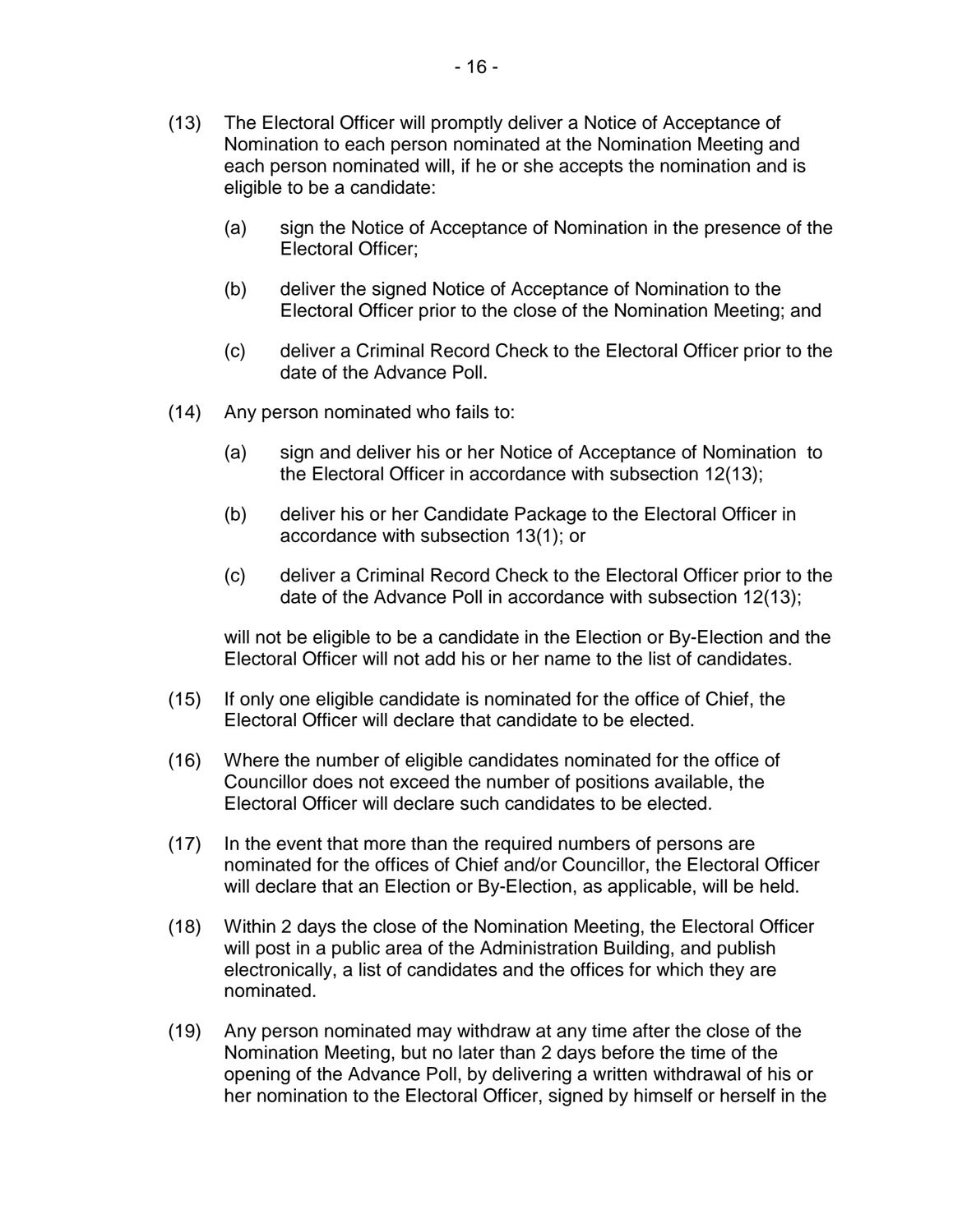(13) The Electoral Officer will promptly deliver a Notice of Acceptance of Nomination to each person nominated at the Nomination Meeting and each person nominated will, if he or she accepts the nomination and is eligible to be a candidate:

(a) sign the Notice of Acceptance of Nomination in the presence of the Electoral Officer;

(b) deliver the signed Notice of Acceptance of Nomination to the Electoral Officer prior to the close of the Nomination Meeting; and

(c) deliver a Criminal Record Check to the Electoral Officer prior to the date of the Advance Poll.

(14) Any person nominated who fails to:

(a) sign and deliver his or her Notice of Acceptance of Nomination to the Electoral Officer in accordance with subsection 12(13);

(b) deliver his or her Candidate Package to the Electoral Officer in accordance with subsection 13(1); or

(c) deliver a Criminal Record Check to the Electoral Officer prior to the date of the Advance Poll in accordance with subsection 12(13);

will not be eligible to be a candidate in the Election or By-Election and the Electoral Officer will not add his or her name to the list of candidates.

(15) If only one eligible candidate is nominated for the office of Chief, the Electoral Officer will declare that candidate to be elected.

(16) Where the number of eligible candidates nominated for the office of Councillor does not exceed the number of positions available, the Electoral Officer will declare such candidates to be elected.

(17) In the event that more than the required numbers of persons are nominated for the offices of Chief and/or Councillor, the Electoral Officer will declare that an Election or By-Election, as applicable, will be held.

(18) Within 2 days the close of the Nomination Meeting, the Electoral Officer will post in a public area of the Administration Building, and publish electronically, a list of candidates and the offices for which they are nominated.

(19) Any person nominated may withdraw at any time after the close of the Nomination Meeting, but no later than 2 days before the time of the opening of the Advance Poll, by delivering a written withdrawal of his or her nomination to the Electoral Officer, signed by himself or herself in the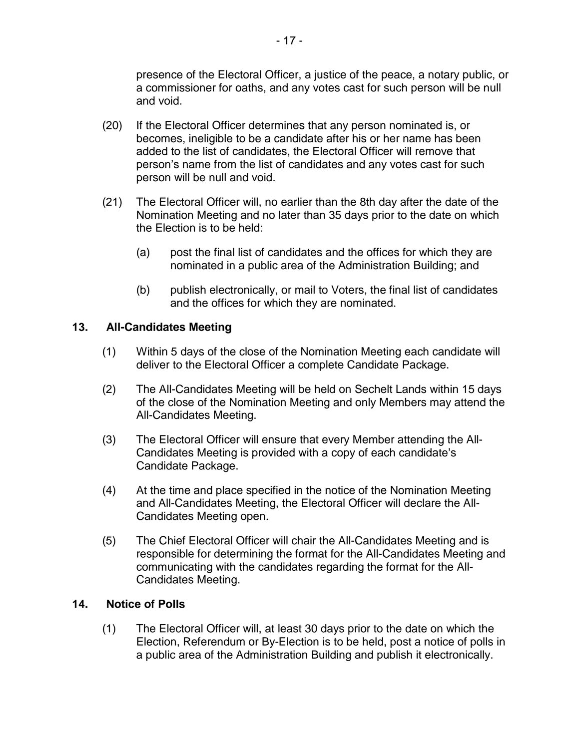presence of the Electoral Officer, a justice of the peace, a notary public, or a commissioner for oaths, and any votes cast for such person will be null and void.

(20) If the Electoral Officer determines that any person nominated is, or becomes, ineligible to be a candidate after his or her name has been added to the list of candidates, the Electoral Officer will remove that person's name from the list of candidates and any votes cast for such person will be null and void.

(21) The Electoral Officer will, no earlier than the 8th day after the date of the Nomination Meeting and no later than 35 days prior to the date on which the Election is to be held:

(a) post the final list of candidates and the offices for which they are nominated in a public area of the Administration Building; and

(b) publish electronically, or mail to Voters, the final list of candidates and the offices for which they are nominated.

## 13. All-Candidates Meeting

(1) Within 5 days of the close of the Nomination Meeting each candidate will deliver to the Electoral Officer a complete Candidate Package.

(2) The All-Candidates Meeting will be held on Sechelt Lands within 15 days of the close of the Nomination Meeting and only Members may attend the All-Candidates Meeting.

(3) The Electoral Officer will ensure that every Member attending the All-Candidates Meeting is provided with a copy of each candidate's Candidate Package.

(4) At the time and place specified in the notice of the Nomination Meeting and All-Candidates Meeting, the Electoral Officer will declare the All-Candidates Meeting open.

(5) The Chief Electoral Officer will chair the All-Candidates Meeting and is responsible for determining the format for the All-Candidates Meeting and communicating with the candidates regarding the format for the All-Candidates Meeting.

## 14. Notice of Polls

(1) The Electoral Officer will, at least 30 days prior to the date on which the Election, Referendum or By-Election is to be held, post a notice of polls in a public area of the Administration Building and publish it electronically.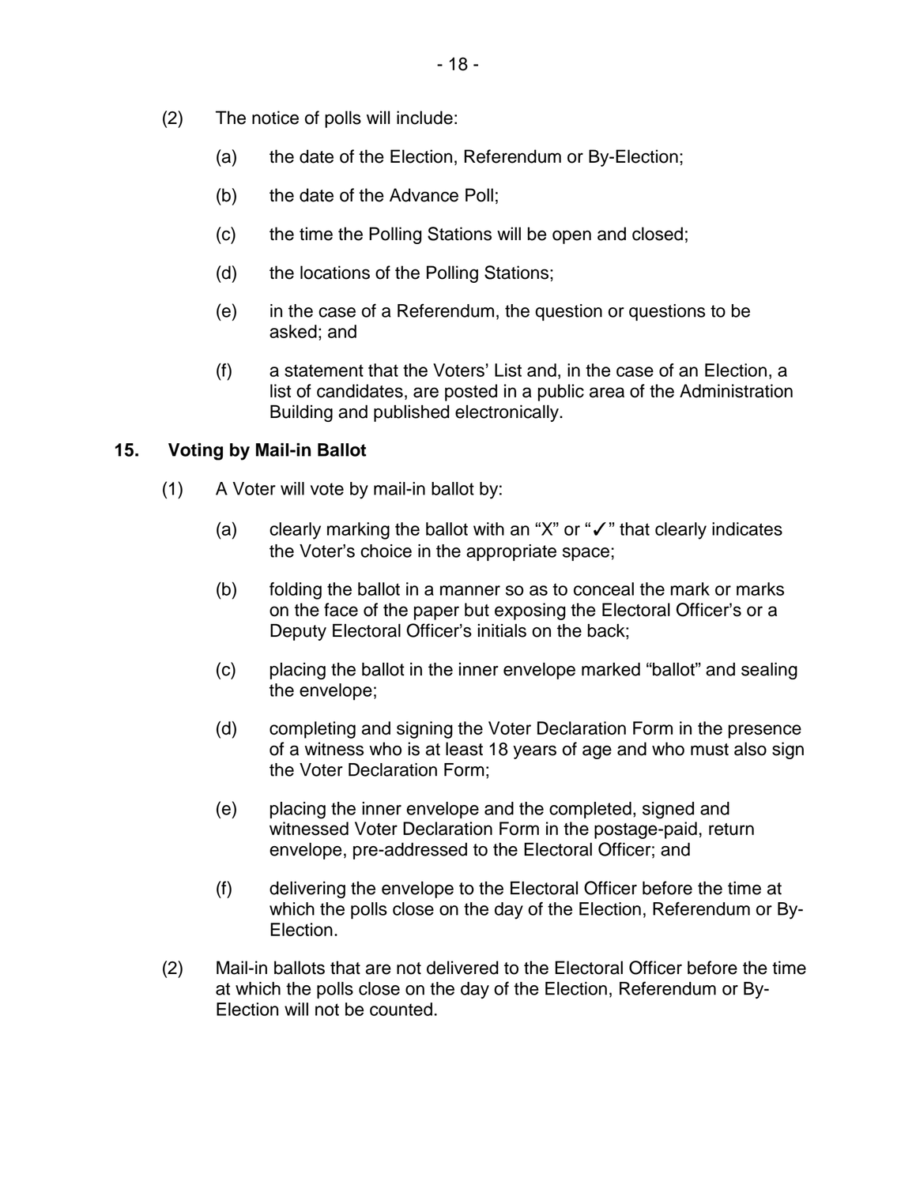(2) The notice of polls will include:

(a) the date of the Election, Referendum or By-Election;

(b) the date of the Advance Poll;

(c) the time the Polling Stations will be open and closed;

(d) the locations of the Polling Stations;

(e) in the case of a Referendum, the question or questions to be asked; and

(f) a statement that the Voters' List and, in the case of an Election, a list of candidates, are posted in a public area of the Administration Building and published electronically.

**15. Voting by Mail-in Ballot**

(1) A Voter will vote by mail-in ballot by:

(a) clearly marking the ballot with an "X" or "✓" that clearly indicates the Voter's choice in the appropriate space;

(b) folding the ballot in a manner so as to conceal the mark or marks on the face of the paper but exposing the Electoral Officer's or a Deputy Electoral Officer's initials on the back;

(c) placing the ballot in the inner envelope marked "ballot" and sealing the envelope;

(d) completing and signing the Voter Declaration Form in the presence of a witness who is at least 18 years of age and who must also sign the Voter Declaration Form;

(e) placing the inner envelope and the completed, signed and witnessed Voter Declaration Form in the postage-paid, return envelope, pre-addressed to the Electoral Officer; and

(f) delivering the envelope to the Electoral Officer before the time at which the polls close on the day of the Election, Referendum or By-Election.

(2) Mail-in ballots that are not delivered to the Electoral Officer before the time at which the polls close on the day of the Election, Referendum or By-Election will not be counted.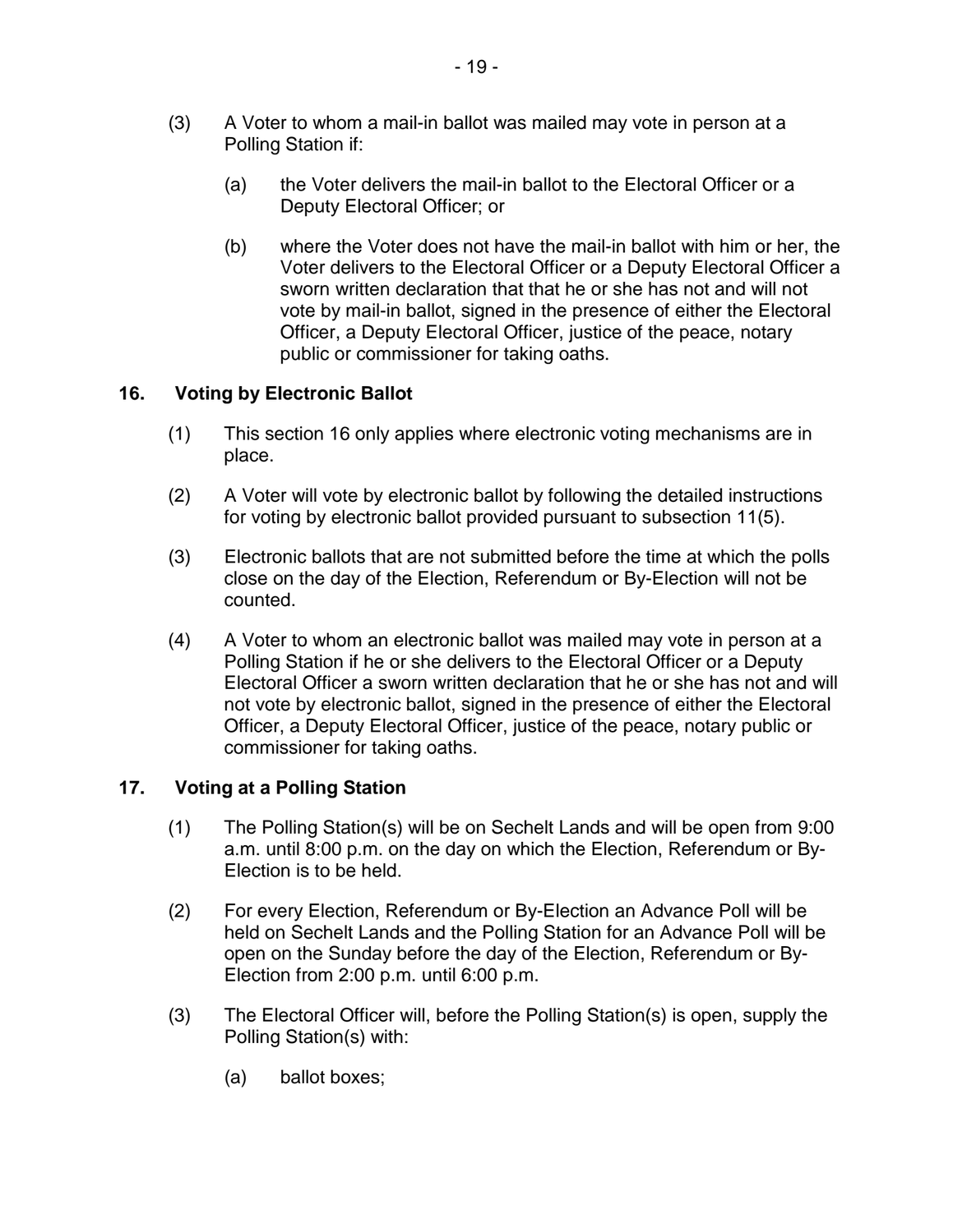(3) A Voter to whom a mail-in ballot was mailed may vote in person at a Polling Station if:

(a) the Voter delivers the mail-in ballot to the Electoral Officer or a Deputy Electoral Officer; or

(b) where the Voter does not have the mail-in ballot with him or her, the Voter delivers to the Electoral Officer or a Deputy Electoral Officer a sworn written declaration that that he or she has not and will not vote by mail-in ballot, signed in the presence of either the Electoral Officer, a Deputy Electoral Officer, justice of the peace, notary public or commissioner for taking oaths.

**16. Voting by Electronic Ballot**

(1) This section 16 only applies where electronic voting mechanisms are in place.

(2) A Voter will vote by electronic ballot by following the detailed instructions for voting by electronic ballot provided pursuant to subsection 11(5).

(3) Electronic ballots that are not submitted before the time at which the polls close on the day of the Election, Referendum or By-Election will not be counted.

(4) A Voter to whom an electronic ballot was mailed may vote in person at a Polling Station if he or she delivers to the Electoral Officer or a Deputy Electoral Officer a sworn written declaration that he or she has not and will not vote by electronic ballot, signed in the presence of either the Electoral Officer, a Deputy Electoral Officer, justice of the peace, notary public or commissioner for taking oaths.

**17. Voting at a Polling Station**

(1) The Polling Station(s) will be on Sechelt Lands and will be open from 9:00 a.m. until 8:00 p.m. on the day on which the Election, Referendum or By-Election is to be held.

(2) For every Election, Referendum or By-Election an Advance Poll will be held on Sechelt Lands and the Polling Station for an Advance Poll will be open on the Sunday before the day of the Election, Referendum or By-Election from 2:00 p.m. until 6:00 p.m.

(3) The Electoral Officer will, before the Polling Station(s) is open, supply the Polling Station(s) with:

(a) ballot boxes;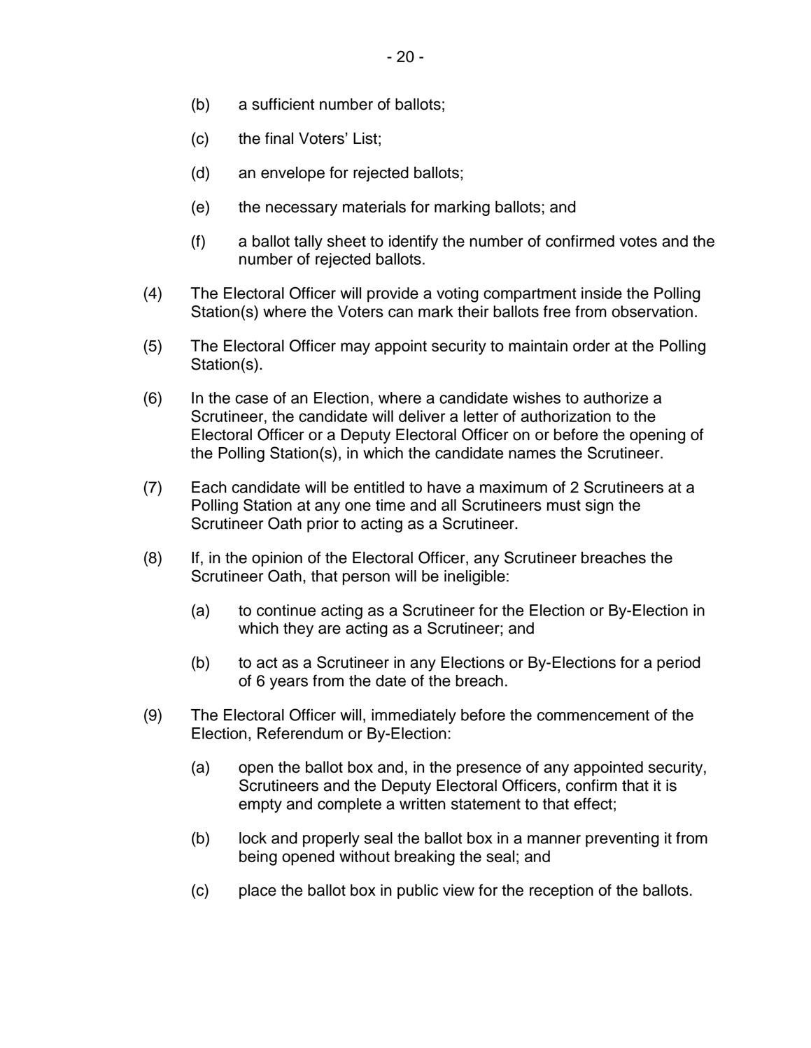(b) a sufficient number of ballots;

(c) the final Voters' List;

(d) an envelope for rejected ballots;

(e) the necessary materials for marking ballots; and

(f) a ballot tally sheet to identify the number of confirmed votes and the number of rejected ballots.

(4) The Electoral Officer will provide a voting compartment inside the Polling Station(s) where the Voters can mark their ballots free from observation.

(5) The Electoral Officer may appoint security to maintain order at the Polling Station(s).

(6) In the case of an Election, where a candidate wishes to authorize a Scrutineer, the candidate will deliver a letter of authorization to the Electoral Officer or a Deputy Electoral Officer on or before the opening of the Polling Station(s), in which the candidate names the Scrutineer.

(7) Each candidate will be entitled to have a maximum of 2 Scrutineers at a Polling Station at any one time and all Scrutineers must sign the Scrutineer Oath prior to acting as a Scrutineer.

(8) If, in the opinion of the Electoral Officer, any Scrutineer breaches the Scrutineer Oath, that person will be ineligible:

(a) to continue acting as a Scrutineer for the Election or By-Election in which they are acting as a Scrutineer; and

(b) to act as a Scrutineer in any Elections or By-Elections for a period of 6 years from the date of the breach.

(9) The Electoral Officer will, immediately before the commencement of the Election, Referendum or By-Election:

(a) open the ballot box and, in the presence of any appointed security, Scrutineers and the Deputy Electoral Officers, confirm that it is empty and complete a written statement to that effect;

(b) lock and properly seal the ballot box in a manner preventing it from being opened without breaking the seal; and

(c) place the ballot box in public view for the reception of the ballots.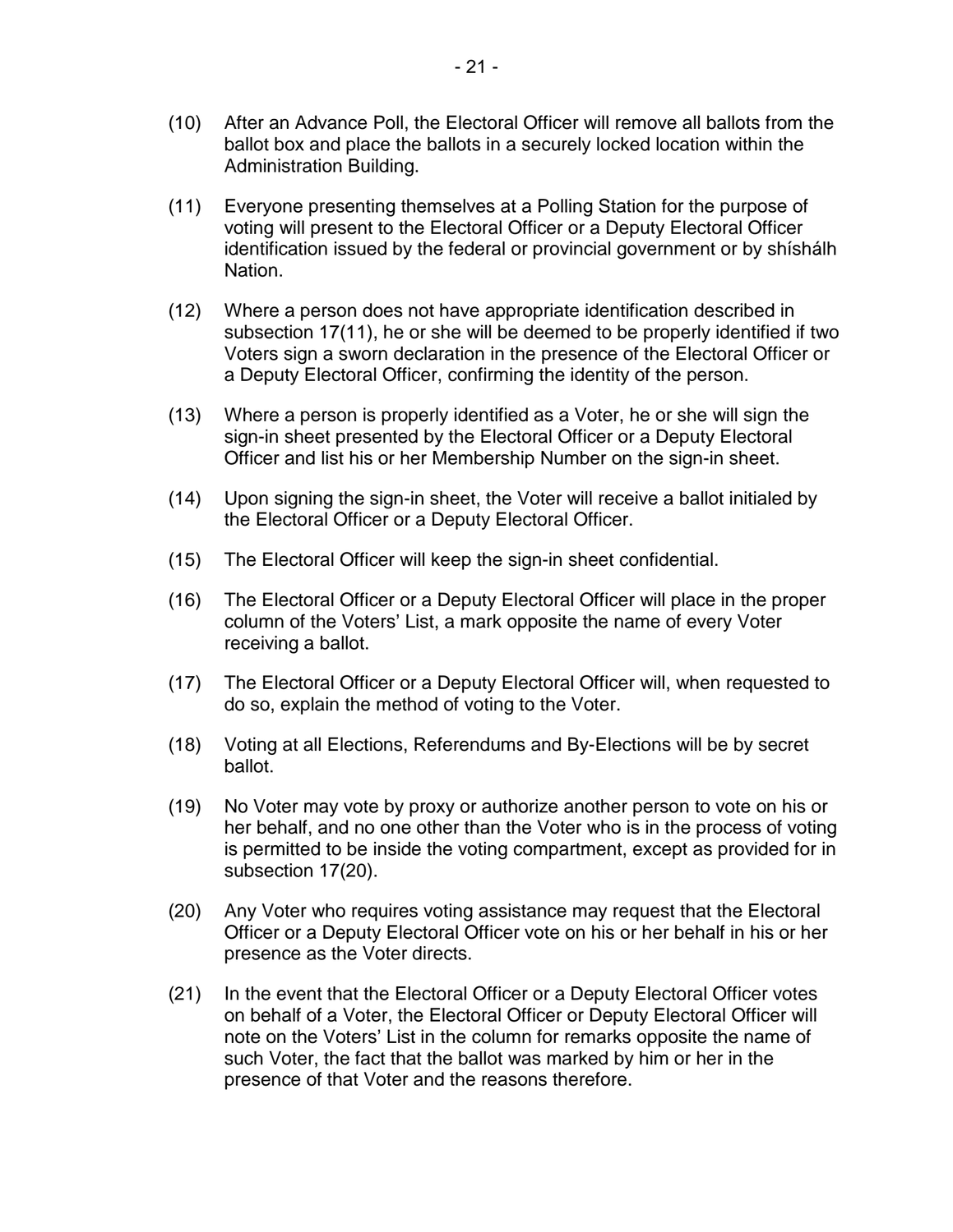(10) After an Advance Poll, the Electoral Officer will remove all ballots from the ballot box and place the ballots in a securely locked location within the Administration Building.

(11) Everyone presenting themselves at a Polling Station for the purpose of voting will present to the Electoral Officer or a Deputy Electoral Officer identification issued by the federal or provincial government or by shíshálh Nation.

(12) Where a person does not have appropriate identification described in subsection 17(11), he or she will be deemed to be properly identified if two Voters sign a sworn declaration in the presence of the Electoral Officer or a Deputy Electoral Officer, confirming the identity of the person.

(13) Where a person is properly identified as a Voter, he or she will sign the sign-in sheet presented by the Electoral Officer or a Deputy Electoral Officer and list his or her Membership Number on the sign-in sheet.

(14) Upon signing the sign-in sheet, the Voter will receive a ballot initialed by the Electoral Officer or a Deputy Electoral Officer.

(15) The Electoral Officer will keep the sign-in sheet confidential.

(16) The Electoral Officer or a Deputy Electoral Officer will place in the proper column of the Voters' List, a mark opposite the name of every Voter receiving a ballot.

(17) The Electoral Officer or a Deputy Electoral Officer will, when requested to do so, explain the method of voting to the Voter.

(18) Voting at all Elections, Referendums and By-Elections will be by secret ballot.

(19) No Voter may vote by proxy or authorize another person to vote on his or her behalf, and no one other than the Voter who is in the process of voting is permitted to be inside the voting compartment, except as provided for in subsection 17(20).

(20) Any Voter who requires voting assistance may request that the Electoral Officer or a Deputy Electoral Officer vote on his or her behalf in his or her presence as the Voter directs.

(21) In the event that the Electoral Officer or a Deputy Electoral Officer votes on behalf of a Voter, the Electoral Officer or Deputy Electoral Officer will note on the Voters' List in the column for remarks opposite the name of such Voter, the fact that the ballot was marked by him or her in the presence of that Voter and the reasons therefore.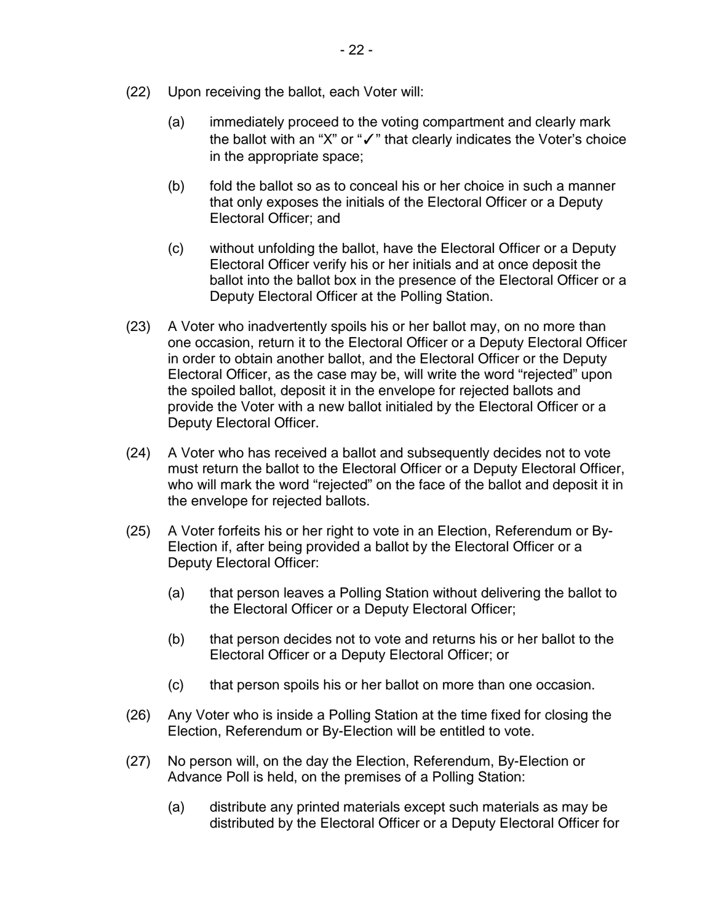(22) Upon receiving the ballot, each Voter will:

(a) immediately proceed to the voting compartment and clearly mark the ballot with an "X" or "✓" that clearly indicates the Voter's choice in the appropriate space;

(b) fold the ballot so as to conceal his or her choice in such a manner that only exposes the initials of the Electoral Officer or a Deputy Electoral Officer; and

(c) without unfolding the ballot, have the Electoral Officer or a Deputy Electoral Officer verify his or her initials and at once deposit the ballot into the ballot box in the presence of the Electoral Officer or a Deputy Electoral Officer at the Polling Station.

(23) A Voter who inadvertently spoils his or her ballot may, on no more than one occasion, return it to the Electoral Officer or a Deputy Electoral Officer in order to obtain another ballot, and the Electoral Officer or the Deputy Electoral Officer, as the case may be, will write the word "rejected" upon the spoiled ballot, deposit it in the envelope for rejected ballots and provide the Voter with a new ballot initialed by the Electoral Officer or a Deputy Electoral Officer.

(24) A Voter who has received a ballot and subsequently decides not to vote must return the ballot to the Electoral Officer or a Deputy Electoral Officer, who will mark the word "rejected" on the face of the ballot and deposit it in the envelope for rejected ballots.

(25) A Voter forfeits his or her right to vote in an Election, Referendum or By-Election if, after being provided a ballot by the Electoral Officer or a Deputy Electoral Officer:

(a) that person leaves a Polling Station without delivering the ballot to the Electoral Officer or a Deputy Electoral Officer;

(b) that person decides not to vote and returns his or her ballot to the Electoral Officer or a Deputy Electoral Officer; or

(c) that person spoils his or her ballot on more than one occasion.

(26) Any Voter who is inside a Polling Station at the time fixed for closing the Election, Referendum or By-Election will be entitled to vote.

(27) No person will, on the day the Election, Referendum, By-Election or Advance Poll is held, on the premises of a Polling Station:

(a) distribute any printed materials except such materials as may be distributed by the Electoral Officer or a Deputy Electoral Officer for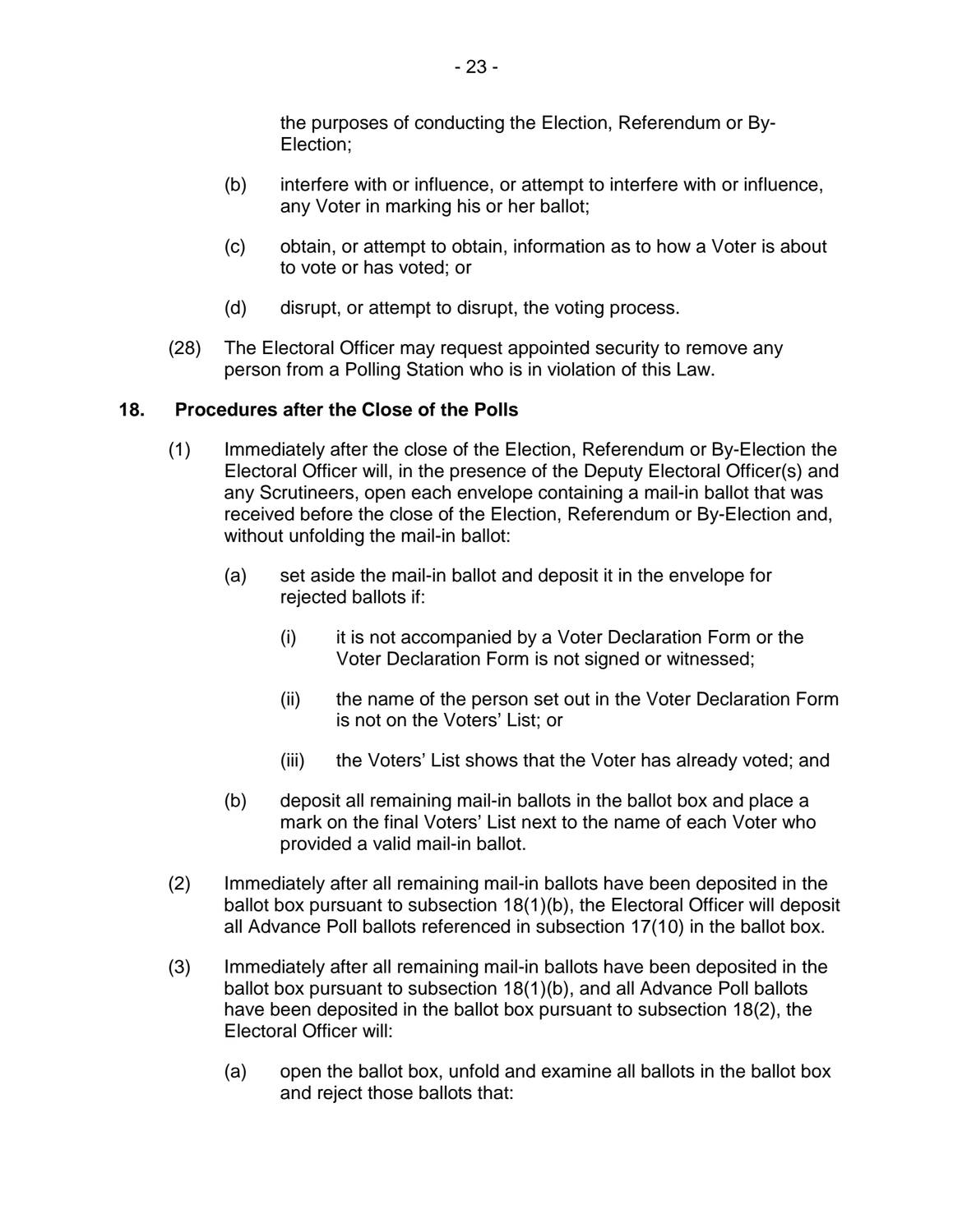the purposes of conducting the Election, Referendum or By-Election;

(b) interfere with or influence, or attempt to interfere with or influence, any Voter in marking his or her ballot;

(c) obtain, or attempt to obtain, information as to how a Voter is about to vote or has voted; or

(d) disrupt, or attempt to disrupt, the voting process.

(28) The Electoral Officer may request appointed security to remove any person from a Polling Station who is in violation of this Law.

### 18. Procedures after the Close of the Polls

(1) Immediately after the close of the Election, Referendum or By-Election the Electoral Officer will, in the presence of the Deputy Electoral Officer(s) and any Scrutineers, open each envelope containing a mail-in ballot that was received before the close of the Election, Referendum or By-Election and, without unfolding the mail-in ballot:

(a) set aside the mail-in ballot and deposit it in the envelope for rejected ballots if:

(i) it is not accompanied by a Voter Declaration Form or the Voter Declaration Form is not signed or witnessed;

(ii) the name of the person set out in the Voter Declaration Form is not on the Voters' List; or

(iii) the Voters' List shows that the Voter has already voted; and

(b) deposit all remaining mail-in ballots in the ballot box and place a mark on the final Voters' List next to the name of each Voter who provided a valid mail-in ballot.

(2) Immediately after all remaining mail-in ballots have been deposited in the ballot box pursuant to subsection 18(1)(b), the Electoral Officer will deposit all Advance Poll ballots referenced in subsection 17(10) in the ballot box.

(3) Immediately after all remaining mail-in ballots have been deposited in the ballot box pursuant to subsection 18(1)(b), and all Advance Poll ballots have been deposited in the ballot box pursuant to subsection 18(2), the Electoral Officer will:

(a) open the ballot box, unfold and examine all ballots in the ballot box and reject those ballots that: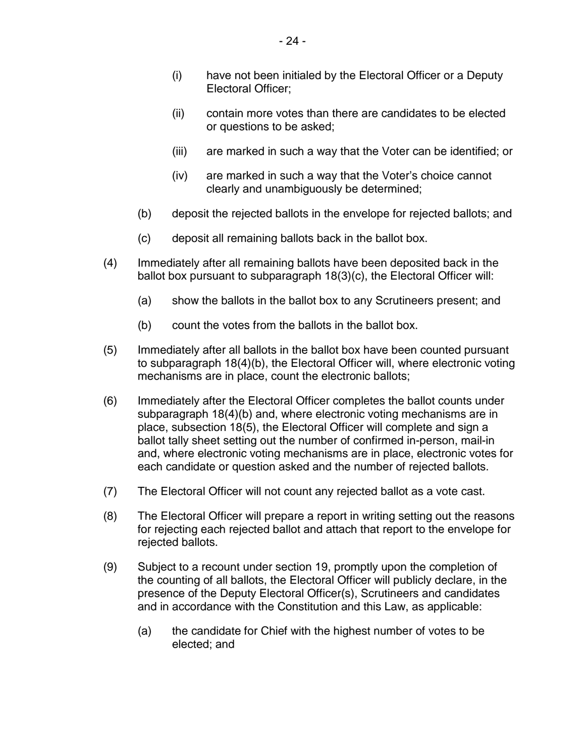(i) have not been initialed by the Electoral Officer or a Deputy Electoral Officer;

(ii) contain more votes than there are candidates to be elected or questions to be asked;

(iii) are marked in such a way that the Voter can be identified; or

(iv) are marked in such a way that the Voter's choice cannot clearly and unambiguously be determined;

(b) deposit the rejected ballots in the envelope for rejected ballots; and

(c) deposit all remaining ballots back in the ballot box.

(4) Immediately after all remaining ballots have been deposited back in the ballot box pursuant to subparagraph 18(3)(c), the Electoral Officer will:

(a) show the ballots in the ballot box to any Scrutineers present; and

(b) count the votes from the ballots in the ballot box.

(5) Immediately after all ballots in the ballot box have been counted pursuant to subparagraph 18(4)(b), the Electoral Officer will, where electronic voting mechanisms are in place, count the electronic ballots;

(6) Immediately after the Electoral Officer completes the ballot counts under subparagraph 18(4)(b) and, where electronic voting mechanisms are in place, subsection 18(5), the Electoral Officer will complete and sign a ballot tally sheet setting out the number of confirmed in-person, mail-in and, where electronic voting mechanisms are in place, electronic votes for each candidate or question asked and the number of rejected ballots.

(7) The Electoral Officer will not count any rejected ballot as a vote cast.

(8) The Electoral Officer will prepare a report in writing setting out the reasons for rejecting each rejected ballot and attach that report to the envelope for rejected ballots.

(9) Subject to a recount under section 19, promptly upon the completion of the counting of all ballots, the Electoral Officer will publicly declare, in the presence of the Deputy Electoral Officer(s), Scrutineers and candidates and in accordance with the Constitution and this Law, as applicable:

(a) the candidate for Chief with the highest number of votes to be elected; and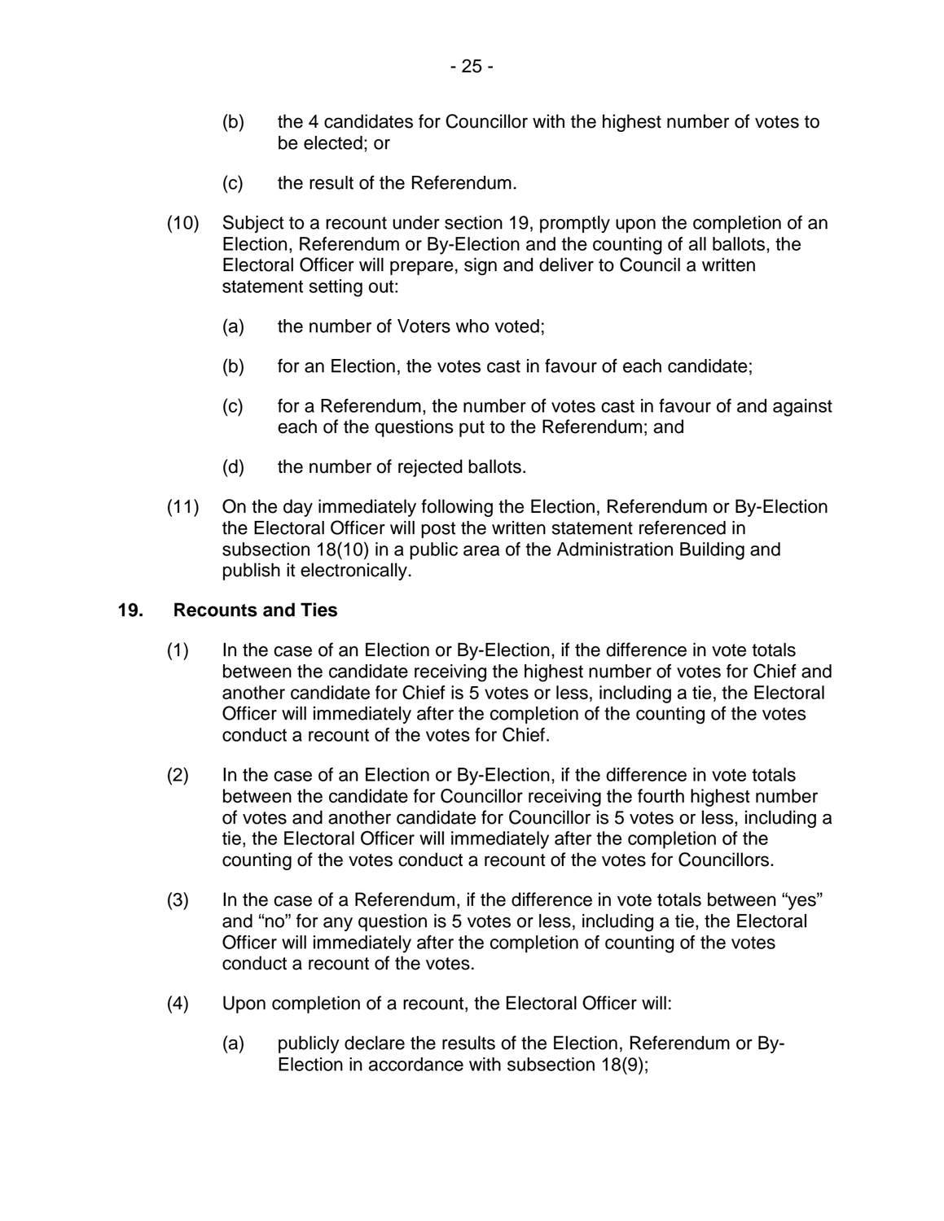(b) the 4 candidates for Councillor with the highest number of votes to be elected; or

(c) the result of the Referendum.

(10) Subject to a recount under section 19, promptly upon the completion of an Election, Referendum or By-Election and the counting of all ballots, the Electoral Officer will prepare, sign and deliver to Council a written statement setting out:

(a) the number of Voters who voted;

(b) for an Election, the votes cast in favour of each candidate;

(c) for a Referendum, the number of votes cast in favour of and against each of the questions put to the Referendum; and

(d) the number of rejected ballots.

(11) On the day immediately following the Election, Referendum or By-Election the Electoral Officer will post the written statement referenced in subsection 18(10) in a public area of the Administration Building and publish it electronically.

## 19. Recounts and Ties

(1) In the case of an Election or By-Election, if the difference in vote totals between the candidate receiving the highest number of votes for Chief and another candidate for Chief is 5 votes or less, including a tie, the Electoral Officer will immediately after the completion of the counting of the votes conduct a recount of the votes for Chief.

(2) In the case of an Election or By-Election, if the difference in vote totals between the candidate for Councillor receiving the fourth highest number of votes and another candidate for Councillor is 5 votes or less, including a tie, the Electoral Officer will immediately after the completion of the counting of the votes conduct a recount of the votes for Councillors.

(3) In the case of a Referendum, if the difference in vote totals between "yes" and "no" for any question is 5 votes or less, including a tie, the Electoral Officer will immediately after the completion of counting of the votes conduct a recount of the votes.

(4) Upon completion of a recount, the Electoral Officer will:

(a) publicly declare the results of the Election, Referendum or By-Election in accordance with subsection 18(9);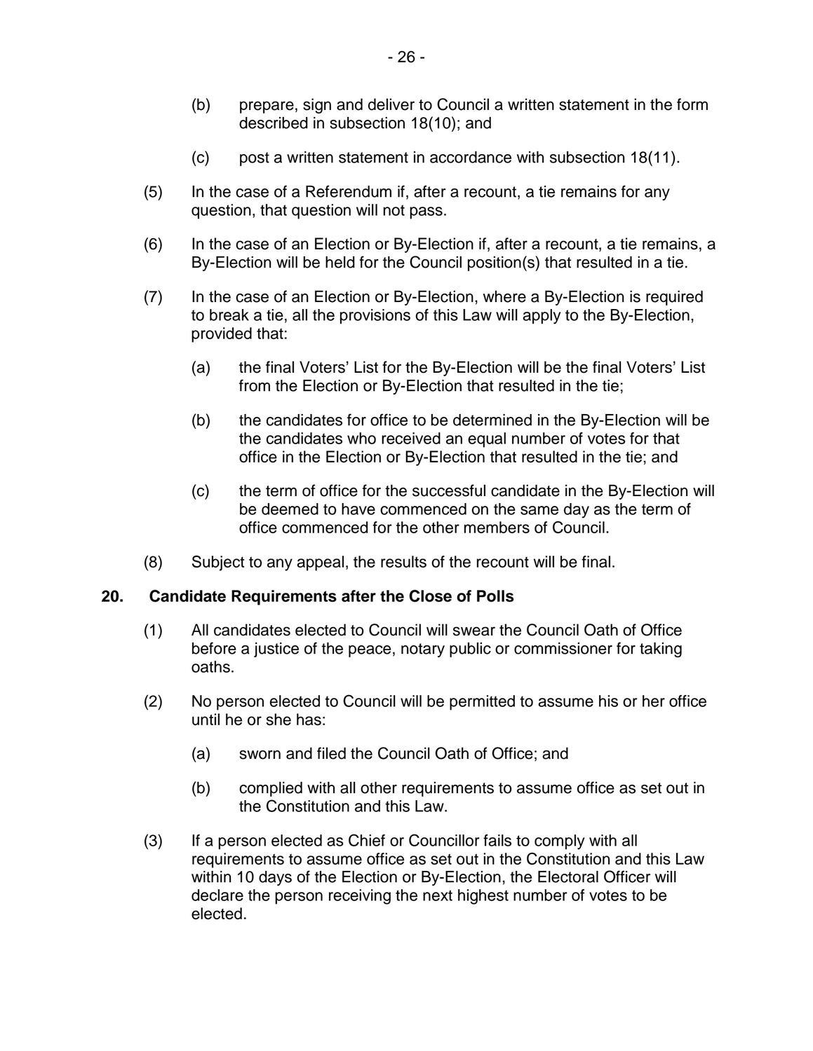(b) prepare, sign and deliver to Council a written statement in the form described in subsection 18(10); and

(c) post a written statement in accordance with subsection 18(11).

(5) In the case of a Referendum if, after a recount, a tie remains for any question, that question will not pass.

(6) In the case of an Election or By-Election if, after a recount, a tie remains, a By-Election will be held for the Council position(s) that resulted in a tie.

(7) In the case of an Election or By-Election, where a By-Election is required to break a tie, all the provisions of this Law will apply to the By-Election, provided that:

(a) the final Voters' List for the By-Election will be the final Voters' List from the Election or By-Election that resulted in the tie;

(b) the candidates for office to be determined in the By-Election will be the candidates who received an equal number of votes for that office in the Election or By-Election that resulted in the tie; and

(c) the term of office for the successful candidate in the By-Election will be deemed to have commenced on the same day as the term of office commenced for the other members of Council.

(8) Subject to any appeal, the results of the recount will be final.

## 20. Candidate Requirements after the Close of Polls

(1) All candidates elected to Council will swear the Council Oath of Office before a justice of the peace, notary public or commissioner for taking oaths.

(2) No person elected to Council will be permitted to assume his or her office until he or she has:

(a) sworn and filed the Council Oath of Office; and

(b) complied with all other requirements to assume office as set out in the Constitution and this Law.

(3) If a person elected as Chief or Councillor fails to comply with all requirements to assume office as set out in the Constitution and this Law within 10 days of the Election or By-Election, the Electoral Officer will declare the person receiving the next highest number of votes to be elected.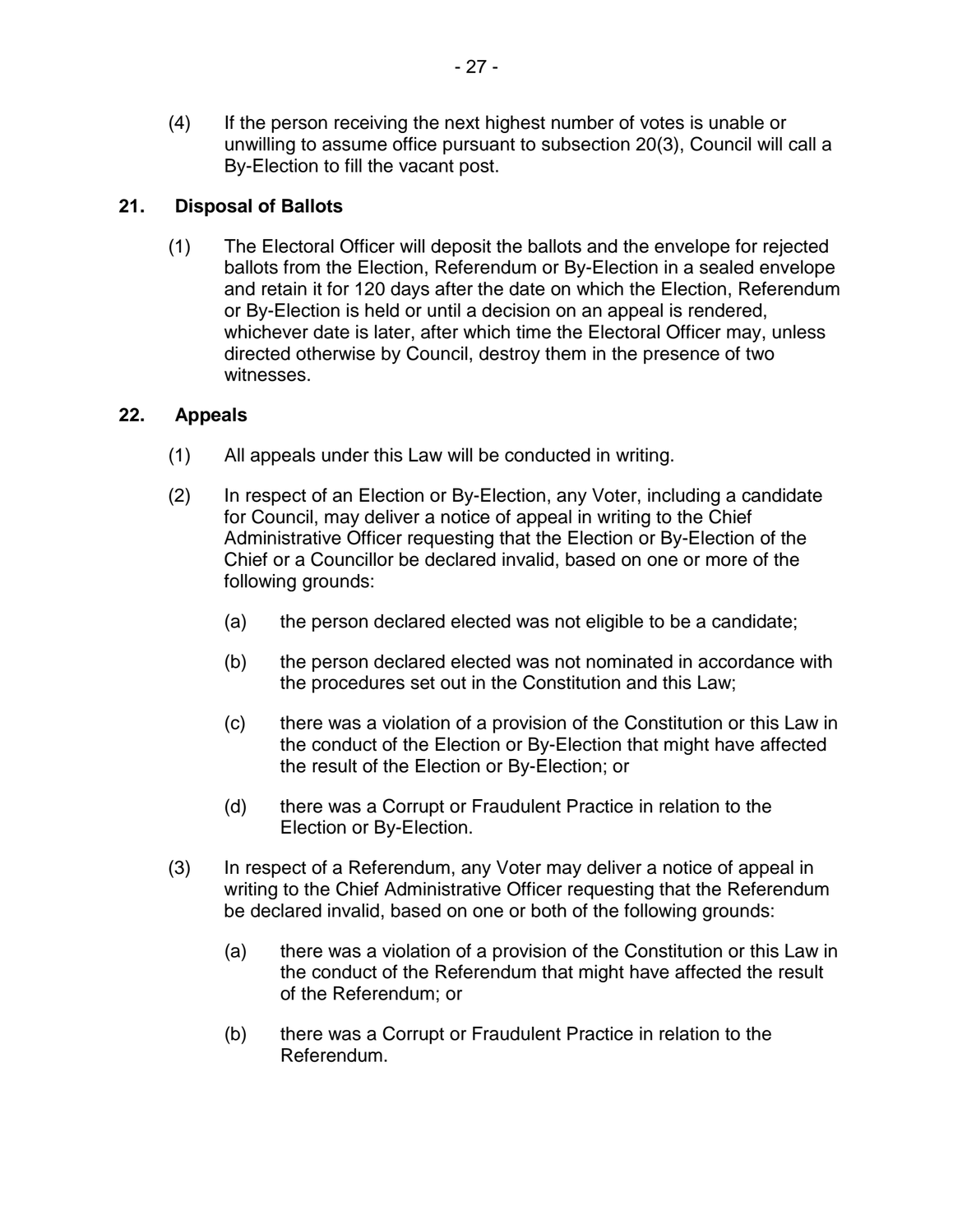(4) If the person receiving the next highest number of votes is unable or unwilling to assume office pursuant to subsection 20(3), Council will call a By-Election to fill the vacant post.

## 21. Disposal of Ballots

(1) The Electoral Officer will deposit the ballots and the envelope for rejected ballots from the Election, Referendum or By-Election in a sealed envelope and retain it for 120 days after the date on which the Election, Referendum or By-Election is held or until a decision on an appeal is rendered, whichever date is later, after which time the Electoral Officer may, unless directed otherwise by Council, destroy them in the presence of two witnesses.

## 22. Appeals

(1) All appeals under this Law will be conducted in writing.

(2) In respect of an Election or By-Election, any Voter, including a candidate for Council, may deliver a notice of appeal in writing to the Chief Administrative Officer requesting that the Election or By-Election of the Chief or a Councillor be declared invalid, based on one or more of the following grounds:

- (a) the person declared elected was not eligible to be a candidate;
- (b) the person declared elected was not nominated in accordance with the procedures set out in the Constitution and this Law;
- (c) there was a violation of a provision of the Constitution or this Law in the conduct of the Election or By-Election that might have affected the result of the Election or By-Election; or
- (d) there was a Corrupt or Fraudulent Practice in relation to the Election or By-Election.

(3) In respect of a Referendum, any Voter may deliver a notice of appeal in writing to the Chief Administrative Officer requesting that the Referendum be declared invalid, based on one or both of the following grounds:

- (a) there was a violation of a provision of the Constitution or this Law in the conduct of the Referendum that might have affected the result of the Referendum; or
- (b) there was a Corrupt or Fraudulent Practice in relation to the Referendum.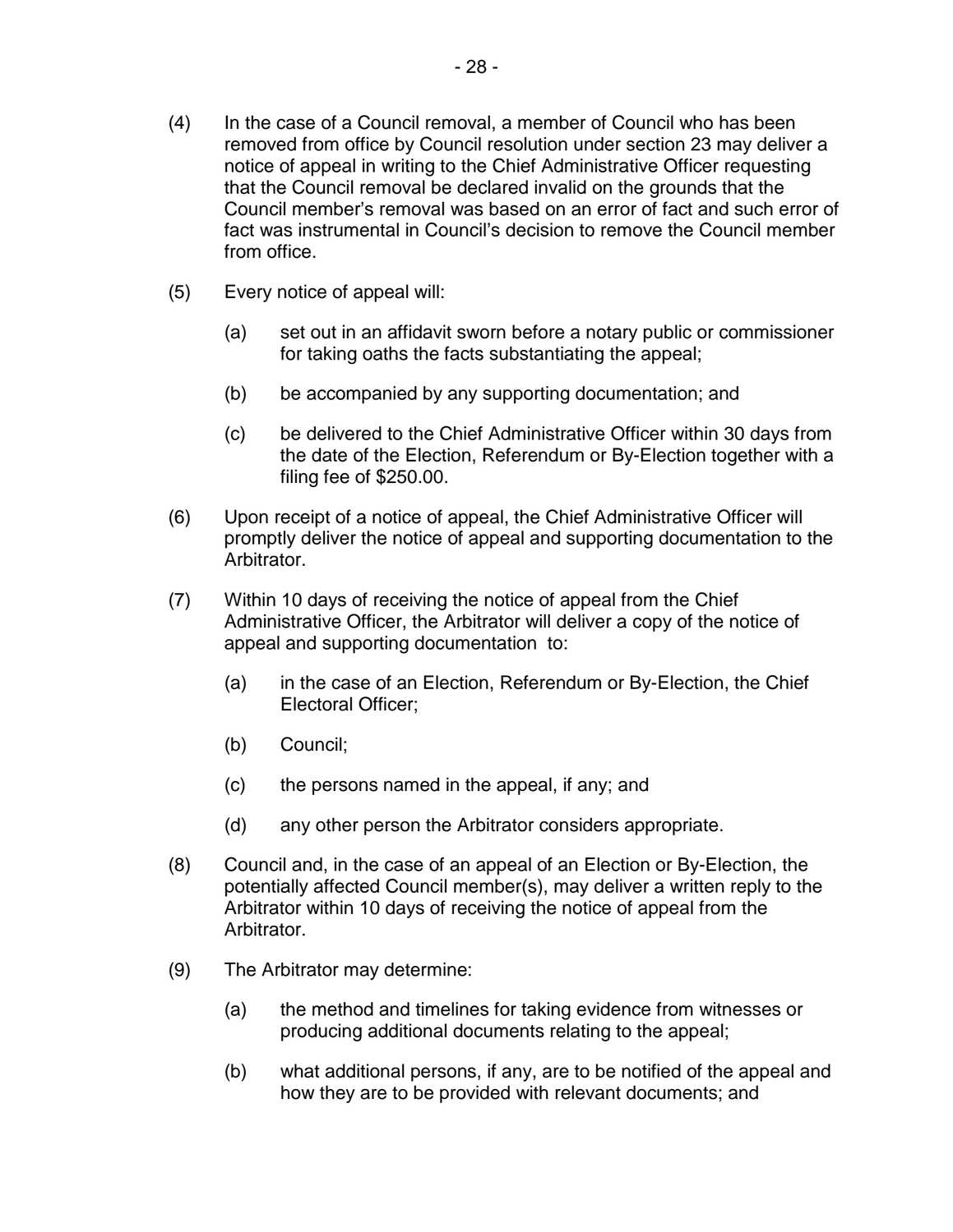(4) In the case of a Council removal, a member of Council who has been removed from office by Council resolution under section 23 may deliver a notice of appeal in writing to the Chief Administrative Officer requesting that the Council removal be declared invalid on the grounds that the Council member's removal was based on an error of fact and such error of fact was instrumental in Council's decision to remove the Council member from office.

(5) Every notice of appeal will:

- (a) set out in an affidavit sworn before a notary public or commissioner for taking oaths the facts substantiating the appeal;
- (b) be accompanied by any supporting documentation; and
- (c) be delivered to the Chief Administrative Officer within 30 days from the date of the Election, Referendum or By-Election together with a filing fee of $250.00.

(6) Upon receipt of a notice of appeal, the Chief Administrative Officer will promptly deliver the notice of appeal and supporting documentation to the Arbitrator.

(7) Within 10 days of receiving the notice of appeal from the Chief Administrative Officer, the Arbitrator will deliver a copy of the notice of appeal and supporting documentation to:

- (a) in the case of an Election, Referendum or By-Election, the Chief Electoral Officer;
- (b) Council;
- (c) the persons named in the appeal, if any; and
- (d) any other person the Arbitrator considers appropriate.

(8) Council and, in the case of an appeal of an Election or By-Election, the potentially affected Council member(s), may deliver a written reply to the Arbitrator within 10 days of receiving the notice of appeal from the Arbitrator.

(9) The Arbitrator may determine:

- (a) the method and timelines for taking evidence from witnesses or producing additional documents relating to the appeal;
- (b) what additional persons, if any, are to be notified of the appeal and how they are to be provided with relevant documents; and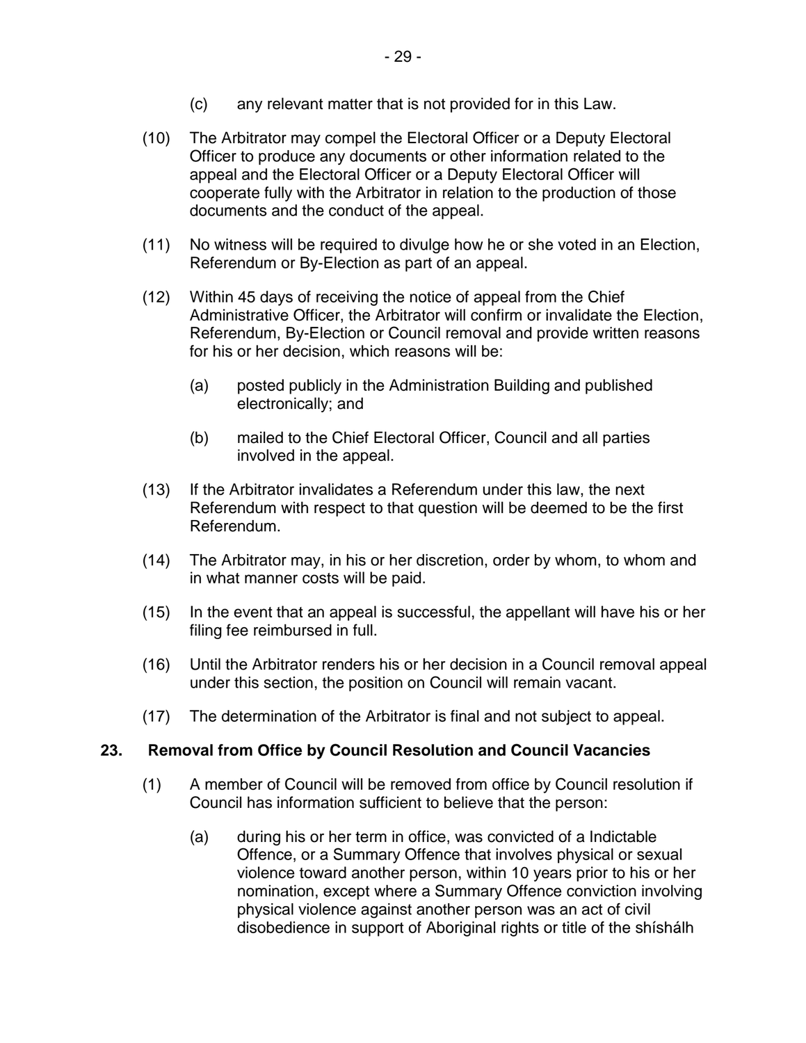(c) any relevant matter that is not provided for in this Law.

(10) The Arbitrator may compel the Electoral Officer or a Deputy Electoral Officer to produce any documents or other information related to the appeal and the Electoral Officer or a Deputy Electoral Officer will cooperate fully with the Arbitrator in relation to the production of those documents and the conduct of the appeal.

(11) No witness will be required to divulge how he or she voted in an Election, Referendum or By-Election as part of an appeal.

(12) Within 45 days of receiving the notice of appeal from the Chief Administrative Officer, the Arbitrator will confirm or invalidate the Election, Referendum, By-Election or Council removal and provide written reasons for his or her decision, which reasons will be:

   (a) posted publicly in the Administration Building and published electronically; and

   (b) mailed to the Chief Electoral Officer, Council and all parties involved in the appeal.

(13) If the Arbitrator invalidates a Referendum under this law, the next Referendum with respect to that question will be deemed to be the first Referendum.

(14) The Arbitrator may, in his or her discretion, order by whom, to whom and in what manner costs will be paid.

(15) In the event that an appeal is successful, the appellant will have his or her filing fee reimbursed in full.

(16) Until the Arbitrator renders his or her decision in a Council removal appeal under this section, the position on Council will remain vacant.

(17) The determination of the Arbitrator is final and not subject to appeal.

## 23. Removal from Office by Council Resolution and Council Vacancies

(1) A member of Council will be removed from office by Council resolution if Council has information sufficient to believe that the person:

   (a) during his or her term in office, was convicted of a Indictable Offence, or a Summary Offence that involves physical or sexual violence toward another person, within 10 years prior to his or her nomination, except where a Summary Offence conviction involving physical violence against another person was an act of civil disobedience in support of Aboriginal rights or title of the shíshálh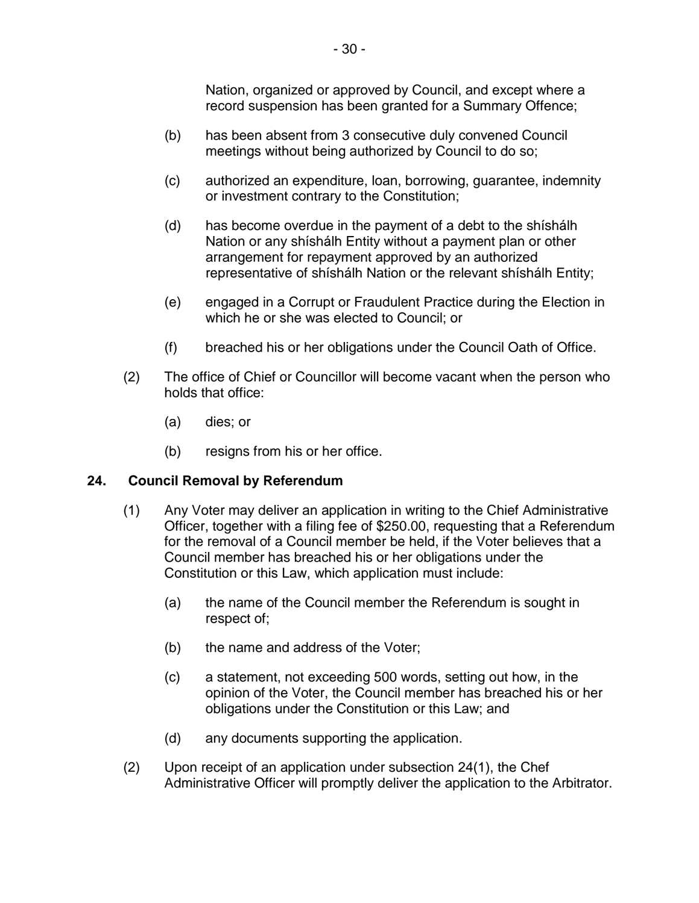Nation, organized or approved by Council, and except where a record suspension has been granted for a Summary Offence;

(b) has been absent from 3 consecutive duly convened Council meetings without being authorized by Council to do so;

(c) authorized an expenditure, loan, borrowing, guarantee, indemnity or investment contrary to the Constitution;

(d) has become overdue in the payment of a debt to the shíshálh Nation or any shíshálh Entity without a payment plan or other arrangement for repayment approved by an authorized representative of shíshálh Nation or the relevant shíshálh Entity;

(e) engaged in a Corrupt or Fraudulent Practice during the Election in which he or she was elected to Council; or

(f) breached his or her obligations under the Council Oath of Office.

(2) The office of Chief or Councillor will become vacant when the person who holds that office:

(a) dies; or

(b) resigns from his or her office.

**24. Council Removal by Referendum**

(1) Any Voter may deliver an application in writing to the Chief Administrative Officer, together with a filing fee of $250.00, requesting that a Referendum for the removal of a Council member be held, if the Voter believes that a Council member has breached his or her obligations under the Constitution or this Law, which application must include:

(a) the name of the Council member the Referendum is sought in respect of;

(b) the name and address of the Voter;

(c) a statement, not exceeding 500 words, setting out how, in the opinion of the Voter, the Council member has breached his or her obligations under the Constitution or this Law; and

(d) any documents supporting the application.

(2) Upon receipt of an application under subsection 24(1), the Chef Administrative Officer will promptly deliver the application to the Arbitrator.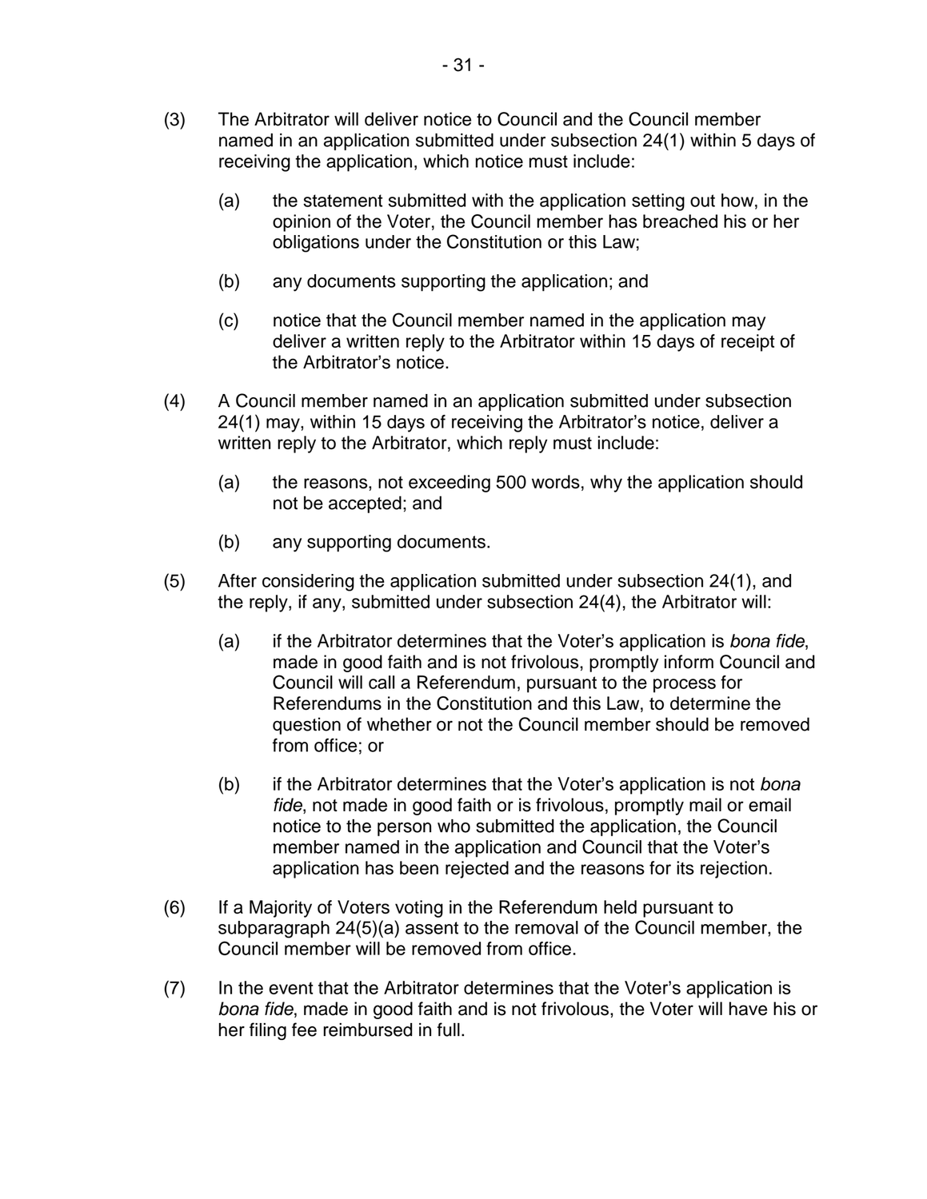(3) The Arbitrator will deliver notice to Council and the Council member named in an application submitted under subsection 24(1) within 5 days of receiving the application, which notice must include:

   (a) the statement submitted with the application setting out how, in the opinion of the Voter, the Council member has breached his or her obligations under the Constitution or this Law;

   (b) any documents supporting the application; and

   (c) notice that the Council member named in the application may deliver a written reply to the Arbitrator within 15 days of receipt of the Arbitrator's notice.

(4) A Council member named in an application submitted under subsection 24(1) may, within 15 days of receiving the Arbitrator's notice, deliver a written reply to the Arbitrator, which reply must include:

   (a) the reasons, not exceeding 500 words, why the application should not be accepted; and

   (b) any supporting documents.

(5) After considering the application submitted under subsection 24(1), and the reply, if any, submitted under subsection 24(4), the Arbitrator will:

   (a) if the Arbitrator determines that the Voter's application is *bona fide*, made in good faith and is not frivolous, promptly inform Council and Council will call a Referendum, pursuant to the process for Referendums in the Constitution and this Law, to determine the question of whether or not the Council member should be removed from office; or

   (b) if the Arbitrator determines that the Voter's application is not *bona fide*, not made in good faith or is frivolous, promptly mail or email notice to the person who submitted the application, the Council member named in the application and Council that the Voter's application has been rejected and the reasons for its rejection.

(6) If a Majority of Voters voting in the Referendum held pursuant to subparagraph 24(5)(a) assent to the removal of the Council member, the Council member will be removed from office.

(7) In the event that the Arbitrator determines that the Voter's application is *bona fide*, made in good faith and is not frivolous, the Voter will have his or her filing fee reimbursed in full.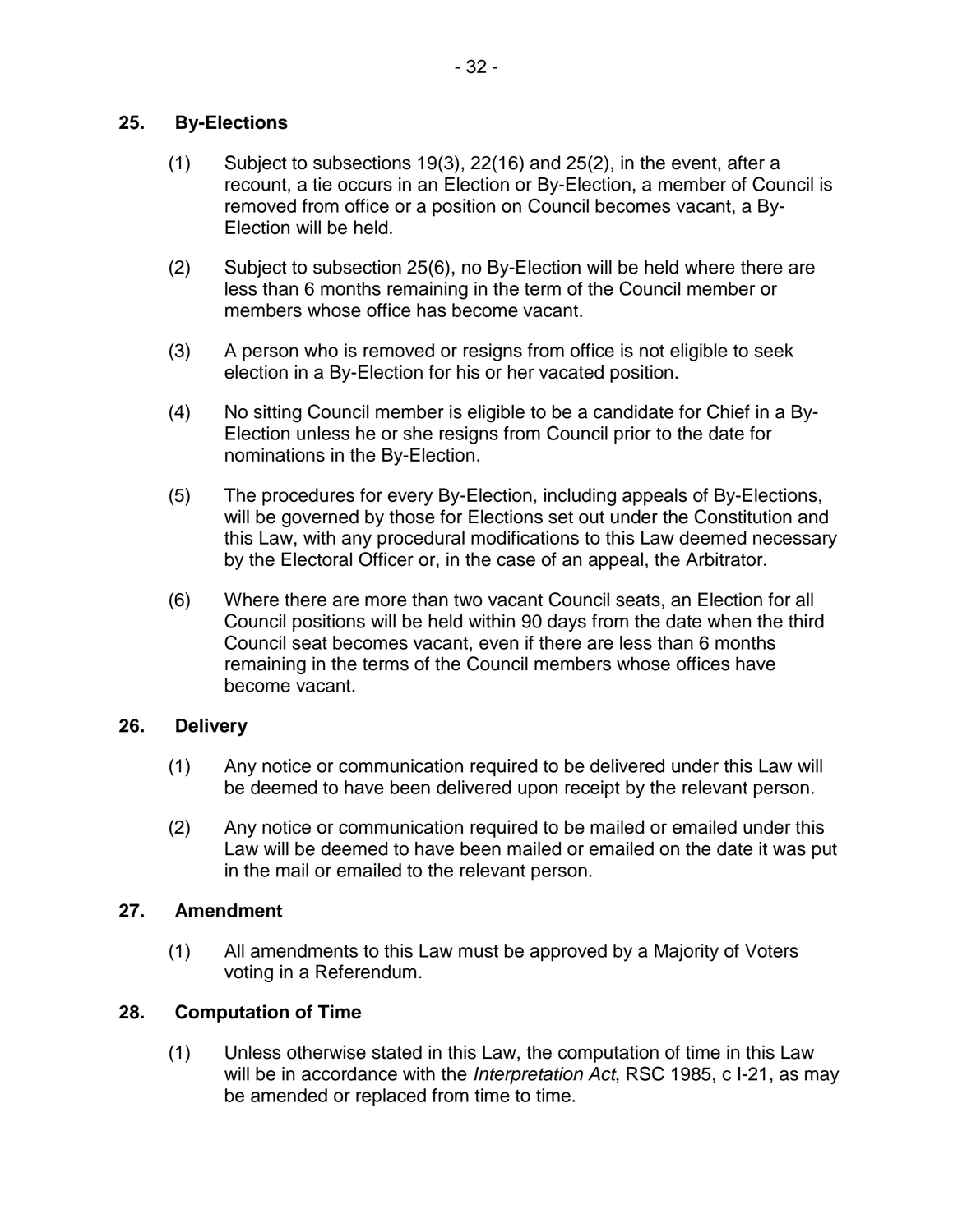## 25. By-Elections

(1) Subject to subsections 19(3), 22(16) and 25(2), in the event, after a recount, a tie occurs in an Election or By-Election, a member of Council is removed from office or a position on Council becomes vacant, a By-Election will be held.

(2) Subject to subsection 25(6), no By-Election will be held where there are less than 6 months remaining in the term of the Council member or members whose office has become vacant.

(3) A person who is removed or resigns from office is not eligible to seek election in a By-Election for his or her vacated position.

(4) No sitting Council member is eligible to be a candidate for Chief in a By-Election unless he or she resigns from Council prior to the date for nominations in the By-Election.

(5) The procedures for every By-Election, including appeals of By-Elections, will be governed by those for Elections set out under the Constitution and this Law, with any procedural modifications to this Law deemed necessary by the Electoral Officer or, in the case of an appeal, the Arbitrator.

(6) Where there are more than two vacant Council seats, an Election for all Council positions will be held within 90 days from the date when the third Council seat becomes vacant, even if there are less than 6 months remaining in the terms of the Council members whose offices have become vacant.

## 26. Delivery

(1) Any notice or communication required to be delivered under this Law will be deemed to have been delivered upon receipt by the relevant person.

(2) Any notice or communication required to be mailed or emailed under this Law will be deemed to have been mailed or emailed on the date it was put in the mail or emailed to the relevant person.

## 27. Amendment

(1) All amendments to this Law must be approved by a Majority of Voters voting in a Referendum.

## 28. Computation of Time

(1) Unless otherwise stated in this Law, the computation of time in this Law will be in accordance with the *Interpretation Act*, RSC 1985, c I-21, as may be amended or replaced from time to time.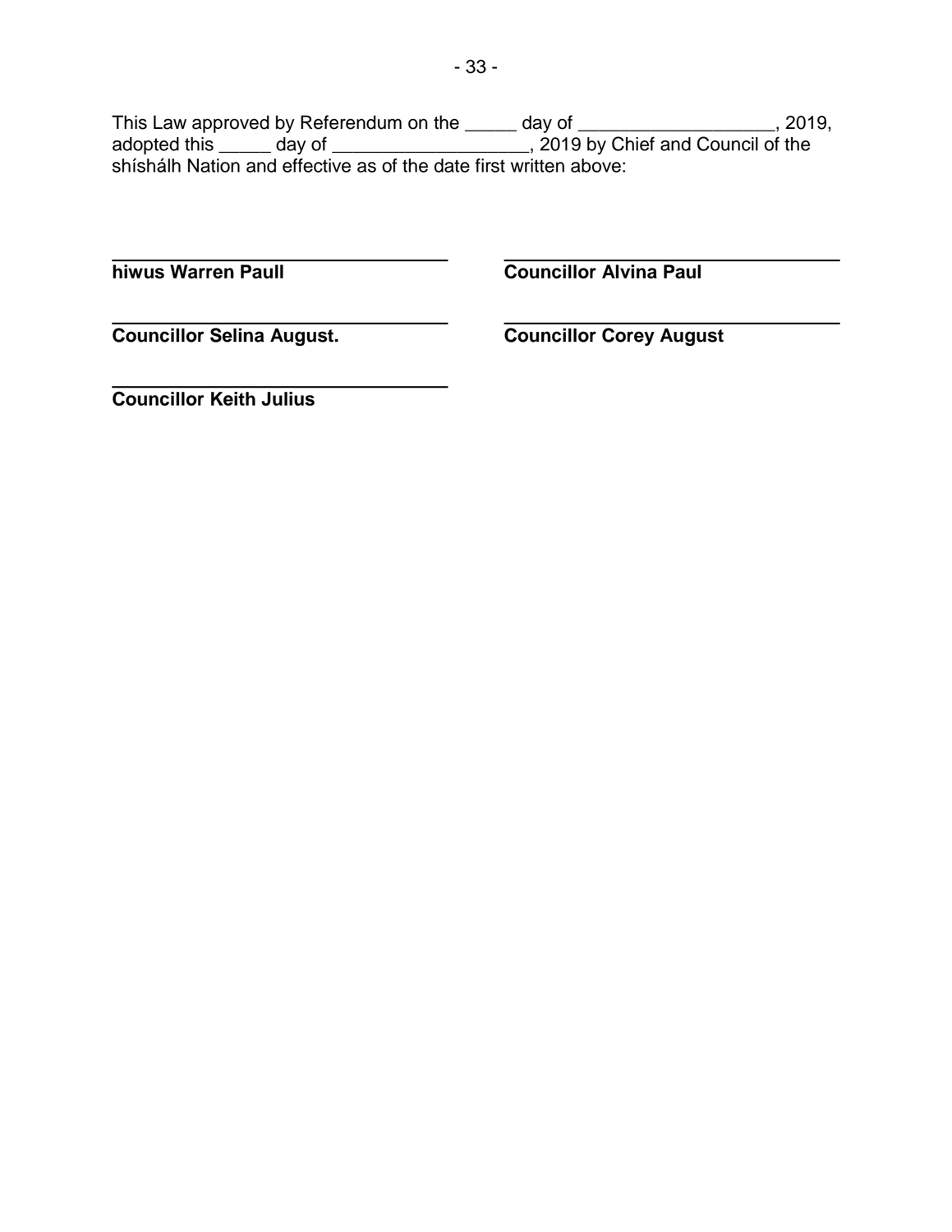This Law approved by Referendum on the _____ day of ___________________, 2019, adopted this _____ day of ___________________, 2019 by Chief and Council of the shíshálh Nation and effective as of the date first written above:

| | |
|---|---|
| ______________________________ | ______________________________ |
| **hiwus Warren Paull** | **Councillor Alvina Paul** |
| ______________________________ | ______________________________ |
| **Councillor Selina August.** | **Councillor Corey August** |
| ______________________________ | |
| **Councillor Keith Julius** | |